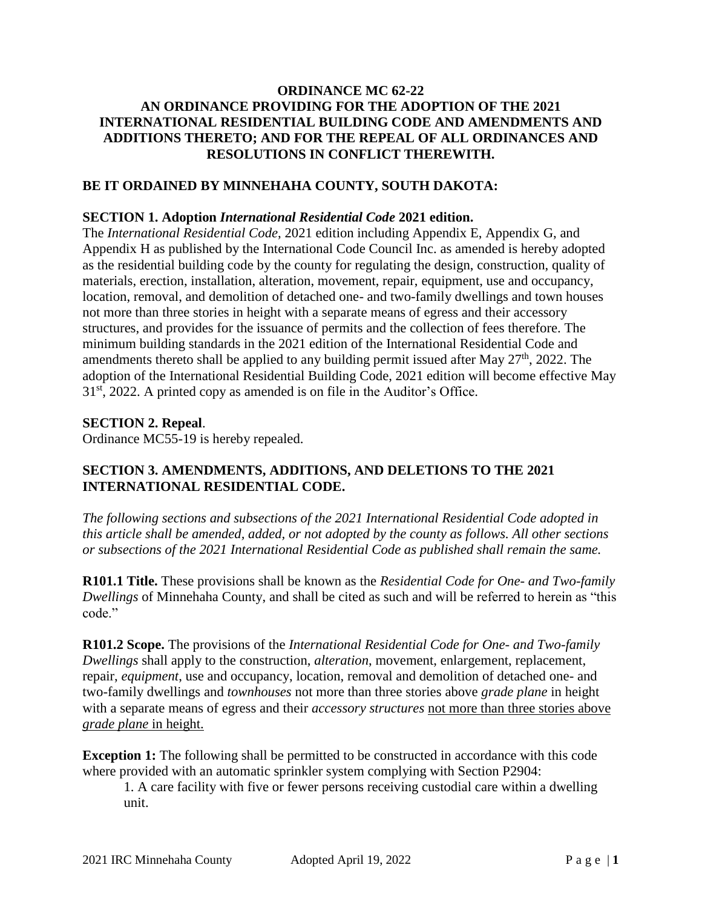# ORDINANCE MC 62-22
## AN ORDINANCE PROVIDING FOR THE ADOPTION OF THE 2021 INTERNATIONAL RESIDENTIAL BUILDING CODE AND AMENDMENTS AND ADDITIONS THERETO; AND FOR THE REPEAL OF ALL ORDINANCES AND RESOLUTIONS IN CONFLICT THEREWITH.

**BE IT ORDAINED BY MINNEHAHA COUNTY, SOUTH DAKOTA:**

**SECTION 1. Adoption *International Residential Code* 2021 edition.**

The *International Residential Code*, 2021 edition including Appendix E, Appendix G, and Appendix H as published by the International Code Council Inc. as amended is hereby adopted as the residential building code by the county for regulating the design, construction, quality of materials, erection, installation, alteration, movement, repair, equipment, use and occupancy, location, removal, and demolition of detached one- and two-family dwellings and town houses not more than three stories in height with a separate means of egress and their accessory structures, and provides for the issuance of permits and the collection of fees therefore. The minimum building standards in the 2021 edition of the International Residential Code and amendments thereto shall be applied to any building permit issued after May 27th, 2022. The adoption of the International Residential Building Code, 2021 edition will become effective May 31st, 2022. A printed copy as amended is on file in the Auditor's Office.

**SECTION 2. Repeal**.

Ordinance MC55-19 is hereby repealed.

**SECTION 3. AMENDMENTS, ADDITIONS, AND DELETIONS TO THE 2021 INTERNATIONAL RESIDENTIAL CODE.**

*The following sections and subsections of the 2021 International Residential Code adopted in this article shall be amended, added, or not adopted by the county as follows. All other sections or subsections of the 2021 International Residential Code as published shall remain the same.*

**R101.1 Title.** These provisions shall be known as the *Residential Code for One- and Two-family Dwellings* of Minnehaha County, and shall be cited as such and will be referred to herein as "this code."

**R101.2 Scope.** The provisions of the *International Residential Code for One- and Two-family Dwellings* shall apply to the construction, *alteration*, movement, enlargement, replacement, repair, *equipment*, use and occupancy, location, removal and demolition of detached one- and two-family dwellings and *townhouses* not more than three stories above *grade plane* in height with a separate means of egress and their *accessory structures* <u>not more than three stories above *grade plane* in height.</u>

**Exception 1:** The following shall be permitted to be constructed in accordance with this code where provided with an automatic sprinkler system complying with Section P2904:

1. A care facility with five or fewer persons receiving custodial care within a dwelling unit.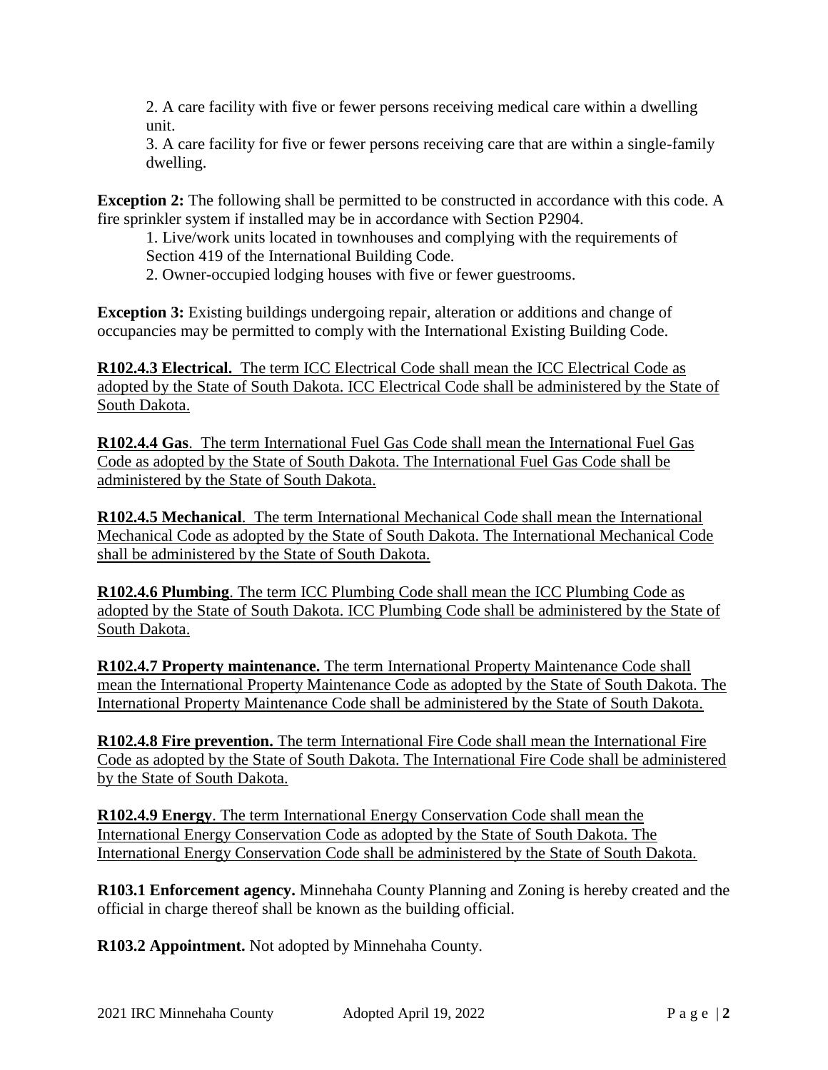2. A care facility with five or fewer persons receiving medical care within a dwelling unit.

3. A care facility for five or fewer persons receiving care that are within a single-family dwelling.

**Exception 2:** The following shall be permitted to be constructed in accordance with this code. A fire sprinkler system if installed may be in accordance with Section P2904.

1. Live/work units located in townhouses and complying with the requirements of Section 419 of the International Building Code.
2. Owner-occupied lodging houses with five or fewer guestrooms.

**Exception 3:** Existing buildings undergoing repair, alteration or additions and change of occupancies may be permitted to comply with the International Existing Building Code.

**R102.4.3 Electrical.** The term ICC Electrical Code shall mean the ICC Electrical Code as adopted by the State of South Dakota. ICC Electrical Code shall be administered by the State of South Dakota.

**R102.4.4 Gas**. The term International Fuel Gas Code shall mean the International Fuel Gas Code as adopted by the State of South Dakota. The International Fuel Gas Code shall be administered by the State of South Dakota.

**R102.4.5 Mechanical**. The term International Mechanical Code shall mean the International Mechanical Code as adopted by the State of South Dakota. The International Mechanical Code shall be administered by the State of South Dakota.

**R102.4.6 Plumbing**. The term ICC Plumbing Code shall mean the ICC Plumbing Code as adopted by the State of South Dakota. ICC Plumbing Code shall be administered by the State of South Dakota.

**R102.4.7 Property maintenance.** The term International Property Maintenance Code shall mean the International Property Maintenance Code as adopted by the State of South Dakota. The International Property Maintenance Code shall be administered by the State of South Dakota.

**R102.4.8 Fire prevention.** The term International Fire Code shall mean the International Fire Code as adopted by the State of South Dakota. The International Fire Code shall be administered by the State of South Dakota.

**R102.4.9 Energy**. The term International Energy Conservation Code shall mean the International Energy Conservation Code as adopted by the State of South Dakota. The International Energy Conservation Code shall be administered by the State of South Dakota.

**R103.1 Enforcement agency.** Minnehaha County Planning and Zoning is hereby created and the official in charge thereof shall be known as the building official.

**R103.2 Appointment.** Not adopted by Minnehaha County.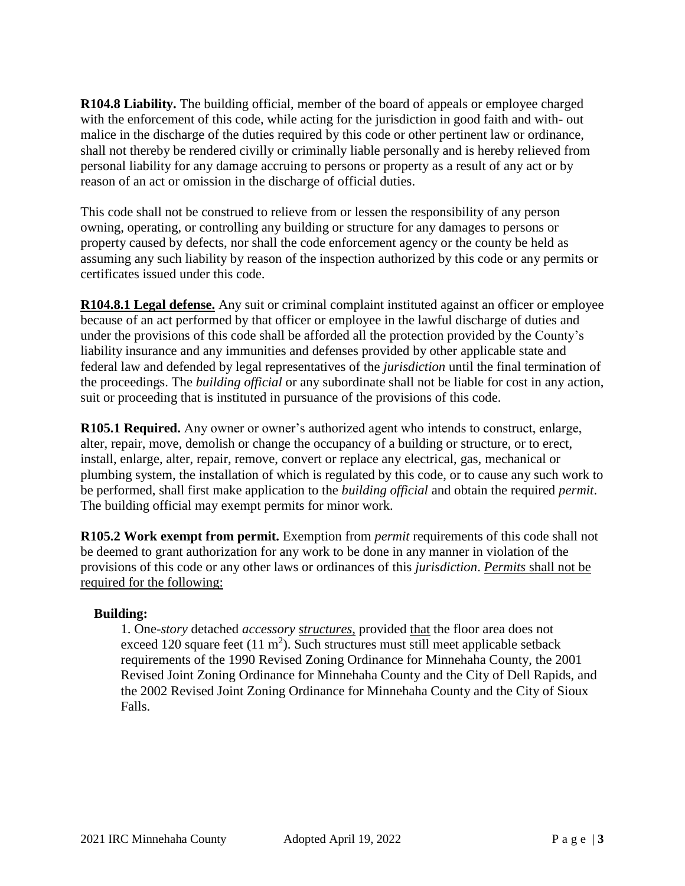**R104.8 Liability.** The building official, member of the board of appeals or employee charged with the enforcement of this code, while acting for the jurisdiction in good faith and with- out malice in the discharge of the duties required by this code or other pertinent law or ordinance, shall not thereby be rendered civilly or criminally liable personally and is hereby relieved from personal liability for any damage accruing to persons or property as a result of any act or by reason of an act or omission in the discharge of official duties.

This code shall not be construed to relieve from or lessen the responsibility of any person owning, operating, or controlling any building or structure for any damages to persons or property caused by defects, nor shall the code enforcement agency or the county be held as assuming any such liability by reason of the inspection authorized by this code or any permits or certificates issued under this code.

<u>**R104.8.1 Legal defense.**</u> Any suit or criminal complaint instituted against an officer or employee because of an act performed by that officer or employee in the lawful discharge of duties and under the provisions of this code shall be afforded all the protection provided by the County's liability insurance and any immunities and defenses provided by other applicable state and federal law and defended by legal representatives of the *jurisdiction* until the final termination of the proceedings. The *building official* or any subordinate shall not be liable for cost in any action, suit or proceeding that is instituted in pursuance of the provisions of this code.

**R105.1 Required.** Any owner or owner's authorized agent who intends to construct, enlarge, alter, repair, move, demolish or change the occupancy of a building or structure, or to erect, install, enlarge, alter, repair, remove, convert or replace any electrical, gas, mechanical or plumbing system, the installation of which is regulated by this code, or to cause any such work to be performed, shall first make application to the *building official* and obtain the required *permit*. The building official may exempt permits for minor work.

**R105.2 Work exempt from permit.** Exemption from *permit* requirements of this code shall not be deemed to grant authorization for any work to be done in any manner in violation of the provisions of this code or any other laws or ordinances of this *jurisdiction*. <u>*Permits* shall not be required for the following:</u>

**Building:**

1. One-*story* detached *accessory* <u>*structures*,</u> provided <u>that</u> the floor area does not exceed 120 square feet (11 $m^2$). Such structures must still meet applicable setback requirements of the 1990 Revised Zoning Ordinance for Minnehaha County, the 2001 Revised Joint Zoning Ordinance for Minnehaha County and the City of Dell Rapids, and the 2002 Revised Joint Zoning Ordinance for Minnehaha County and the City of Sioux Falls.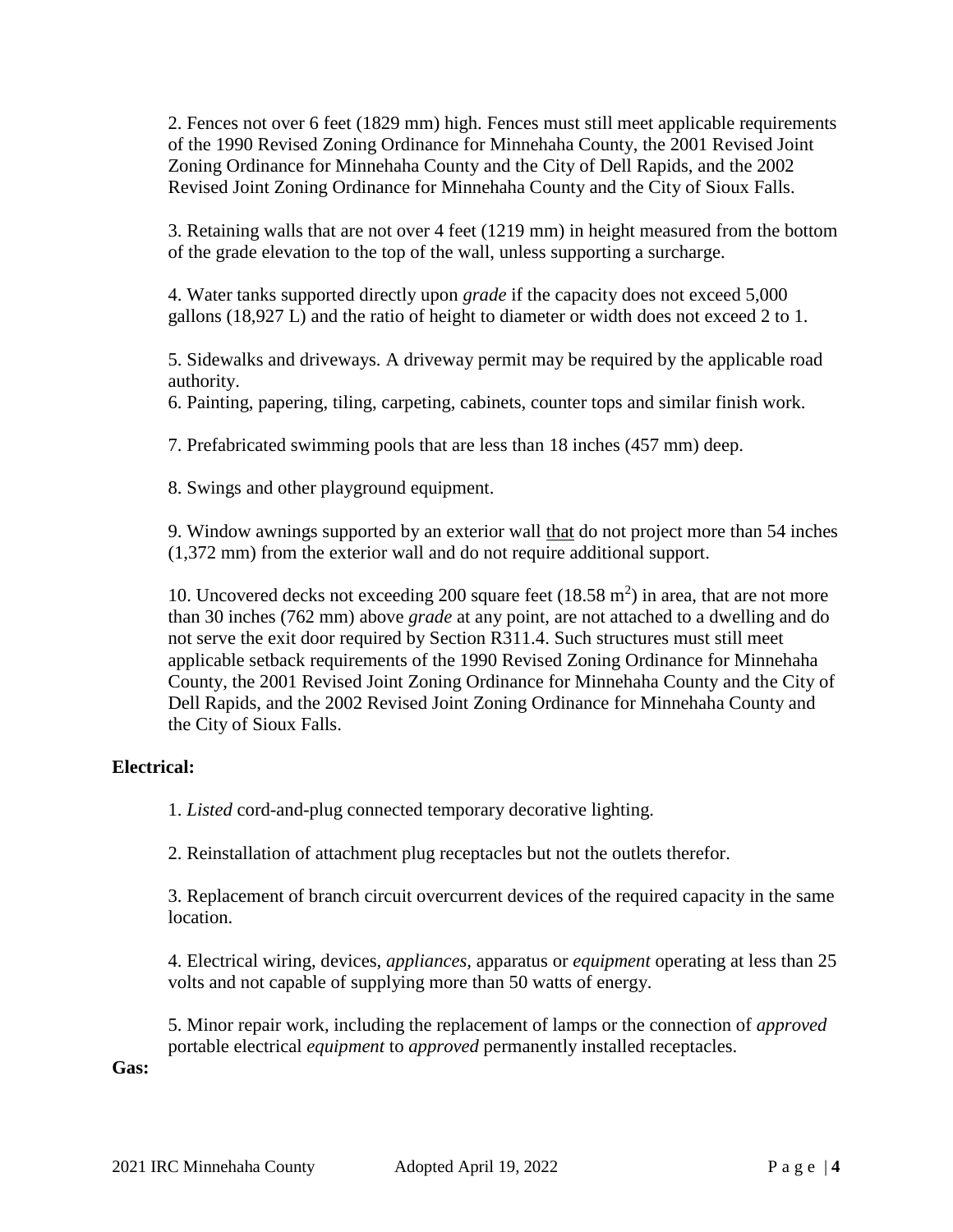2. Fences not over 6 feet (1829 mm) high. Fences must still meet applicable requirements of the 1990 Revised Zoning Ordinance for Minnehaha County, the 2001 Revised Joint Zoning Ordinance for Minnehaha County and the City of Dell Rapids, and the 2002 Revised Joint Zoning Ordinance for Minnehaha County and the City of Sioux Falls.

3. Retaining walls that are not over 4 feet (1219 mm) in height measured from the bottom of the grade elevation to the top of the wall, unless supporting a surcharge.

4. Water tanks supported directly upon *grade* if the capacity does not exceed 5,000 gallons (18,927 L) and the ratio of height to diameter or width does not exceed 2 to 1.

5. Sidewalks and driveways. A driveway permit may be required by the applicable road authority.

6. Painting, papering, tiling, carpeting, cabinets, counter tops and similar finish work.

7. Prefabricated swimming pools that are less than 18 inches (457 mm) deep.

8. Swings and other playground equipment.

9. Window awnings supported by an exterior wall <u>that</u> do not project more than 54 inches (1,372 mm) from the exterior wall and do not require additional support.

10. Uncovered decks not exceeding 200 square feet (18.58 $m^2$) in area, that are not more than 30 inches (762 mm) above *grade* at any point, are not attached to a dwelling and do not serve the exit door required by Section R311.4. Such structures must still meet applicable setback requirements of the 1990 Revised Zoning Ordinance for Minnehaha County, the 2001 Revised Joint Zoning Ordinance for Minnehaha County and the City of Dell Rapids, and the 2002 Revised Joint Zoning Ordinance for Minnehaha County and the City of Sioux Falls.

**Electrical:**

1. *Listed* cord-and-plug connected temporary decorative lighting.

2. Reinstallation of attachment plug receptacles but not the outlets therefor.

3. Replacement of branch circuit overcurrent devices of the required capacity in the same location.

4. Electrical wiring, devices, *appliances*, apparatus or *equipment* operating at less than 25 volts and not capable of supplying more than 50 watts of energy.

5. Minor repair work, including the replacement of lamps or the connection of *approved* portable electrical *equipment* to *approved* permanently installed receptacles.

**Gas:**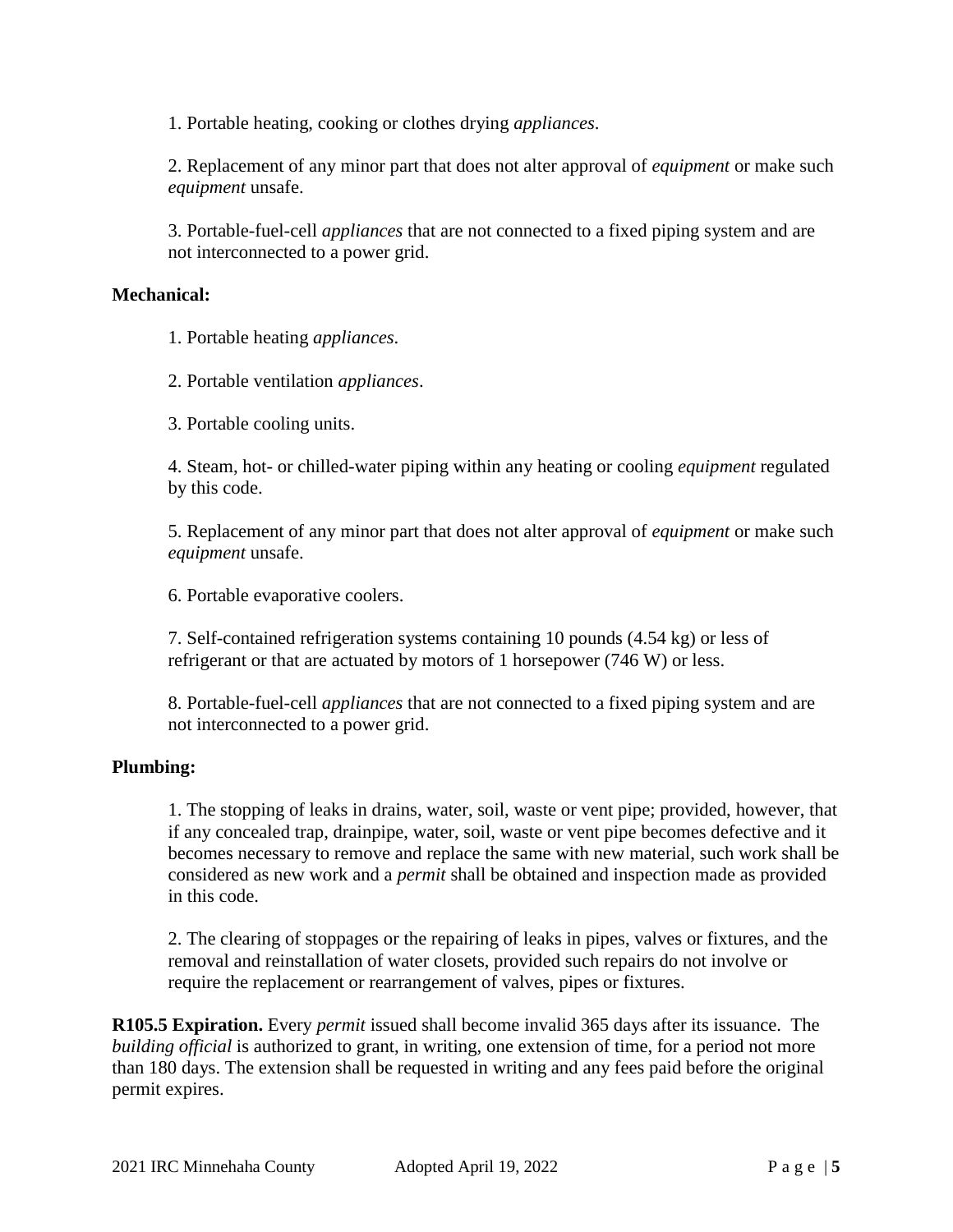1. Portable heating, cooking or clothes drying *appliances*.

2. Replacement of any minor part that does not alter approval of *equipment* or make such *equipment* unsafe.

3. Portable-fuel-cell *appliances* that are not connected to a fixed piping system and are not interconnected to a power grid.

**Mechanical:**

1. Portable heating *appliances*.

2. Portable ventilation *appliances*.

3. Portable cooling units.

4. Steam, hot- or chilled-water piping within any heating or cooling *equipment* regulated by this code.

5. Replacement of any minor part that does not alter approval of *equipment* or make such *equipment* unsafe.

6. Portable evaporative coolers.

7. Self-contained refrigeration systems containing 10 pounds (4.54 kg) or less of refrigerant or that are actuated by motors of 1 horsepower (746 W) or less.

8. Portable-fuel-cell *appliances* that are not connected to a fixed piping system and are not interconnected to a power grid.

**Plumbing:**

1. The stopping of leaks in drains, water, soil, waste or vent pipe; provided, however, that if any concealed trap, drainpipe, water, soil, waste or vent pipe becomes defective and it becomes necessary to remove and replace the same with new material, such work shall be considered as new work and a *permit* shall be obtained and inspection made as provided in this code.

2. The clearing of stoppages or the repairing of leaks in pipes, valves or fixtures, and the removal and reinstallation of water closets, provided such repairs do not involve or require the replacement or rearrangement of valves, pipes or fixtures.

**R105.5 Expiration.** Every *permit* issued shall become invalid 365 days after its issuance. The *building official* is authorized to grant, in writing, one extension of time, for a period not more than 180 days. The extension shall be requested in writing and any fees paid before the original permit expires.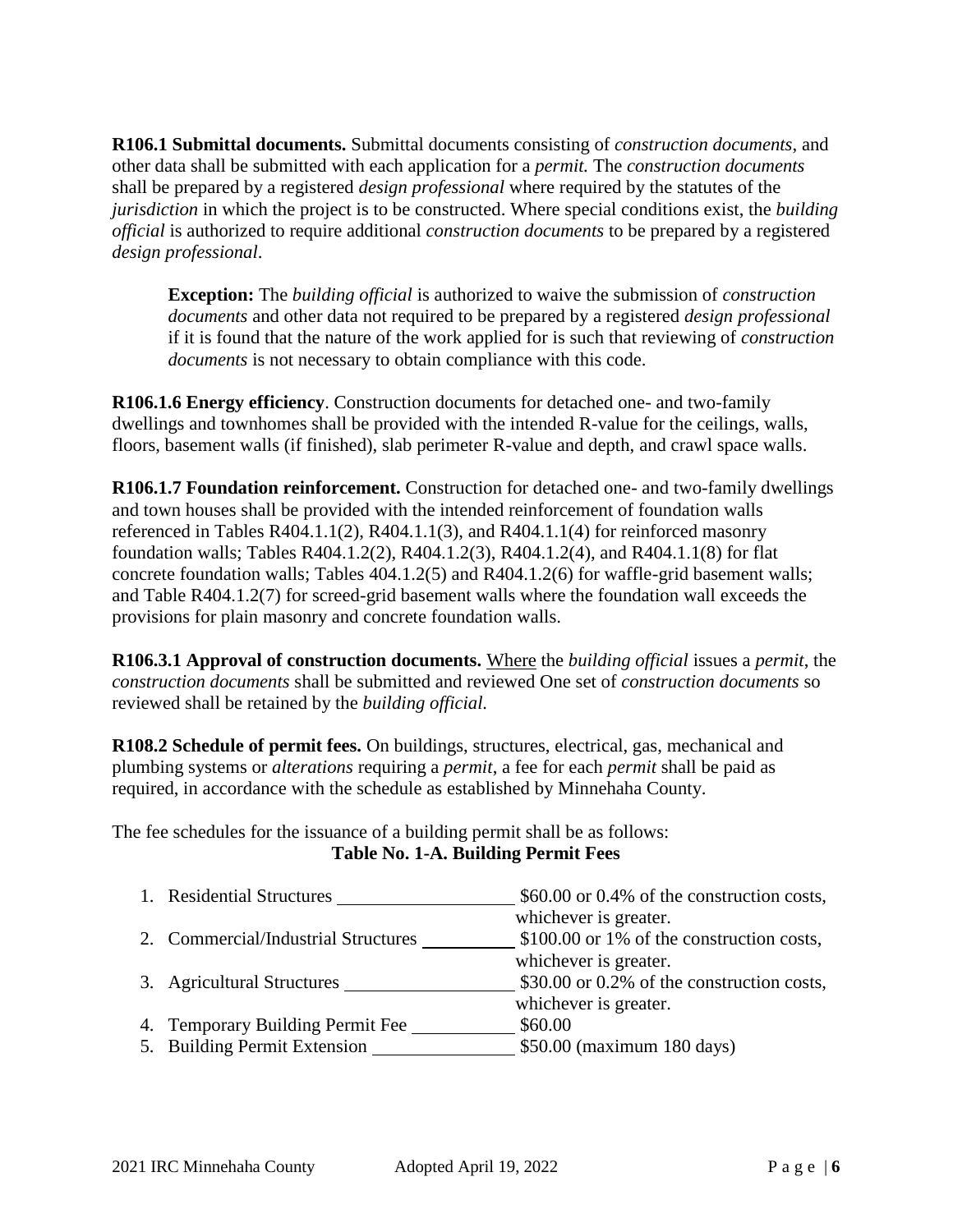**R106.1 Submittal documents.** Submittal documents consisting of *construction documents*, and other data shall be submitted with each application for a *permit.* The *construction documents* shall be prepared by a registered *design professional* where required by the statutes of the *jurisdiction* in which the project is to be constructed. Where special conditions exist, the *building official* is authorized to require additional *construction documents* to be prepared by a registered *design professional*.

> **Exception:** The *building official* is authorized to waive the submission of *construction documents* and other data not required to be prepared by a registered *design professional* if it is found that the nature of the work applied for is such that reviewing of *construction documents* is not necessary to obtain compliance with this code.

**R106.1.6 Energy efficiency**. Construction documents for detached one- and two-family dwellings and townhomes shall be provided with the intended R-value for the ceilings, walls, floors, basement walls (if finished), slab perimeter R-value and depth, and crawl space walls.

**R106.1.7 Foundation reinforcement.** Construction for detached one- and two-family dwellings and town houses shall be provided with the intended reinforcement of foundation walls referenced in Tables R404.1.1(2), R404.1.1(3), and R404.1.1(4) for reinforced masonry foundation walls; Tables R404.1.2(2), R404.1.2(3), R404.1.2(4), and R404.1.1(8) for flat concrete foundation walls; Tables 404.1.2(5) and R404.1.2(6) for waffle-grid basement walls; and Table R404.1.2(7) for screed-grid basement walls where the foundation wall exceeds the provisions for plain masonry and concrete foundation walls.

**R106.3.1 Approval of construction documents.** <u>Where</u> the *building official* issues a *permit*, the *construction documents* shall be submitted and reviewed One set of *construction documents* so reviewed shall be retained by the *building official.*

**R108.2 Schedule of permit fees.** On buildings, structures, electrical, gas, mechanical and plumbing systems or *alterations* requiring a *permit*, a fee for each *permit* shall be paid as required, in accordance with the schedule as established by Minnehaha County.

The fee schedules for the issuance of a building permit shall be as follows:

**Table No. 1-A. Building Permit Fees**

| | Type | Fee |
|---|---|---|
| 1. | Residential Structures | \$60.00 or 0.4% of the construction costs, whichever is greater. |
| 2. | Commercial/Industrial Structures | \$100.00 or 1% of the construction costs, whichever is greater. |
| 3. | Agricultural Structures | \$30.00 or 0.2% of the construction costs, whichever is greater. |
| 4. | Temporary Building Permit Fee | \$60.00 |
| 5. | Building Permit Extension | \$50.00 (maximum 180 days) |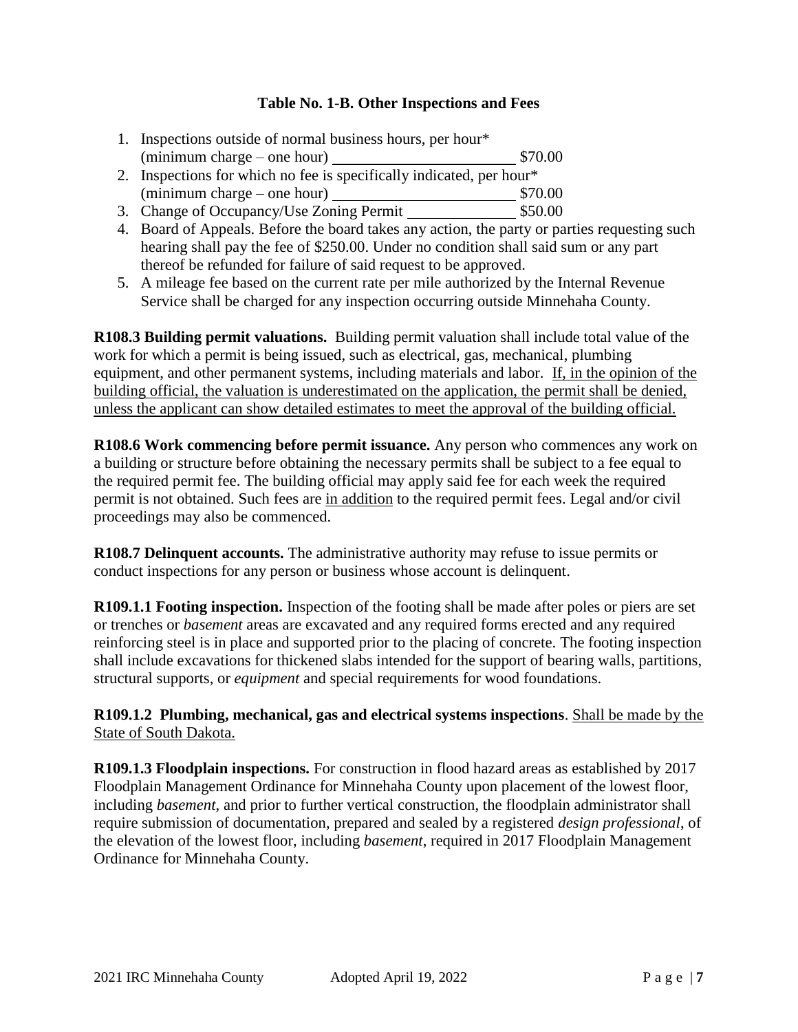### Table No. 1-B. Other Inspections and Fees

1. Inspections outside of normal business hours, per hour* (minimum charge – one hour) ______ $70.00
2. Inspections for which no fee is specifically indicated, per hour* (minimum charge – one hour) ______ $70.00
3. Change of Occupancy/Use Zoning Permit ______ $50.00
4. Board of Appeals. Before the board takes any action, the party or parties requesting such hearing shall pay the fee of $250.00. Under no condition shall said sum or any part thereof be refunded for failure of said request to be approved.
5. A mileage fee based on the current rate per mile authorized by the Internal Revenue Service shall be charged for any inspection occurring outside Minnehaha County.

**R108.3 Building permit valuations.** Building permit valuation shall include total value of the work for which a permit is being issued, such as electrical, gas, mechanical, plumbing equipment, and other permanent systems, including materials and labor. <u>If, in the opinion of the building official, the valuation is underestimated on the application, the permit shall be denied, unless the applicant can show detailed estimates to meet the approval of the building official.</u>

**R108.6 Work commencing before permit issuance.** Any person who commences any work on a building or structure before obtaining the necessary permits shall be subject to a fee equal to the required permit fee. The building official may apply said fee for each week the required permit is not obtained. Such fees are <u>in addition</u> to the required permit fees. Legal and/or civil proceedings may also be commenced.

**R108.7 Delinquent accounts.** The administrative authority may refuse to issue permits or conduct inspections for any person or business whose account is delinquent.

**R109.1.1 Footing inspection.** Inspection of the footing shall be made after poles or piers are set or trenches or *basement* areas are excavated and any required forms erected and any required reinforcing steel is in place and supported prior to the placing of concrete. The footing inspection shall include excavations for thickened slabs intended for the support of bearing walls, partitions, structural supports, or *equipment* and special requirements for wood foundations.

**R109.1.2 Plumbing, mechanical, gas and electrical systems inspections**. <u>Shall be made by the State of South Dakota.</u>

**R109.1.3 Floodplain inspections.** For construction in flood hazard areas as established by 2017 Floodplain Management Ordinance for Minnehaha County upon placement of the lowest floor, including *basement*, and prior to further vertical construction, the floodplain administrator shall require submission of documentation, prepared and sealed by a registered *design professional*, of the elevation of the lowest floor, including *basement*, required in 2017 Floodplain Management Ordinance for Minnehaha County.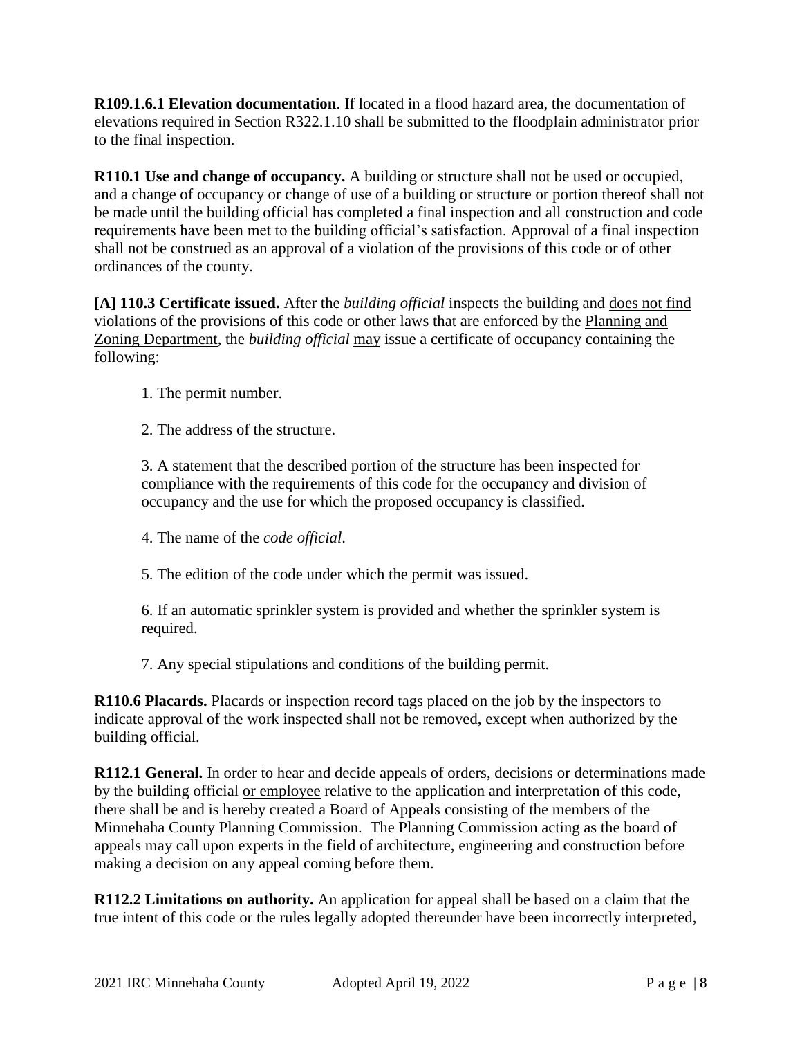**R109.1.6.1 Elevation documentation**. If located in a flood hazard area, the documentation of elevations required in Section R322.1.10 shall be submitted to the floodplain administrator prior to the final inspection.

**R110.1 Use and change of occupancy.** A building or structure shall not be used or occupied, and a change of occupancy or change of use of a building or structure or portion thereof shall not be made until the building official has completed a final inspection and all construction and code requirements have been met to the building official's satisfaction. Approval of a final inspection shall not be construed as an approval of a violation of the provisions of this code or of other ordinances of the county.

**[A] 110.3 Certificate issued.** After the *building official* inspects the building and does not find violations of the provisions of this code or other laws that are enforced by the Planning and Zoning Department, the *building official* may issue a certificate of occupancy containing the following:

1. The permit number.

2. The address of the structure.

3. A statement that the described portion of the structure has been inspected for compliance with the requirements of this code for the occupancy and division of occupancy and the use for which the proposed occupancy is classified.

4. The name of the *code official*.

5. The edition of the code under which the permit was issued.

6. If an automatic sprinkler system is provided and whether the sprinkler system is required.

7. Any special stipulations and conditions of the building permit.

**R110.6 Placards.** Placards or inspection record tags placed on the job by the inspectors to indicate approval of the work inspected shall not be removed, except when authorized by the building official.

**R112.1 General.** In order to hear and decide appeals of orders, decisions or determinations made by the building official or employee relative to the application and interpretation of this code, there shall be and is hereby created a Board of Appeals consisting of the members of the Minnehaha County Planning Commission. The Planning Commission acting as the board of appeals may call upon experts in the field of architecture, engineering and construction before making a decision on any appeal coming before them.

**R112.2 Limitations on authority.** An application for appeal shall be based on a claim that the true intent of this code or the rules legally adopted thereunder have been incorrectly interpreted,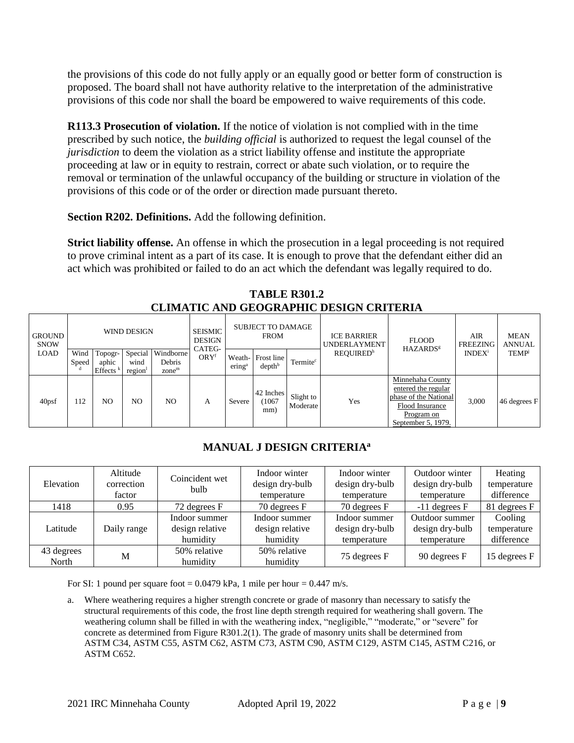the provisions of this code do not fully apply or an equally good or better form of construction is proposed. The board shall not have authority relative to the interpretation of the administrative provisions of this code nor shall the board be empowered to waive requirements of this code.

**R113.3 Prosecution of violation.** If the notice of violation is not complied with in the time prescribed by such notice, the *building official* is authorized to request the legal counsel of the *jurisdiction* to deem the violation as a strict liability offense and institute the appropriate proceeding at law or in equity to restrain, correct or abate such violation, or to require the removal or termination of the unlawful occupancy of the building or structure in violation of the provisions of this code or of the order or direction made pursuant thereto.

**Section R202. Definitions.** Add the following definition.

**Strict liability offense.** An offense in which the prosecution in a legal proceeding is not required to prove criminal intent as a part of its case. It is enough to prove that the defendant either did an act which was prohibited or failed to do an act which the defendant was legally required to do.

## TABLE R301.2
## CLIMATIC AND GEOGRAPHIC DESIGN CRITERIA

| GROUND SNOW LOAD | WIND DESIGN | | | | SEISMIC DESIGN CATEGORY[f] | SUBJECT TO DAMAGE FROM | | | ICE BARRIER UNDERLAYMENT REQUIRED[h] | FLOOD HAZARDS[g] | AIR FREEZING INDEX[i] | MEAN ANNUAL TEMP[j] |
|---|---|---|---|---|---|---|---|---|---|---|---|---|
| | Wind Speed[d] | Topographic Effects[k] | Special wind region[l] | Windborne Debris zone[m] | | Weathering[a] | Frost line depth[b] | Termite[c] | | | | |
| 40psf | 112 | NO | NO | NO | A | Severe | 42 Inches (1067 mm) | Slight to Moderate | Yes | Minnehaha County entered the regular phase of the National Flood Insurance Program on September 5, 1979. | 3,000 | 46 degrees F |

### MANUAL J DESIGN CRITERIA[a]

| Elevation | Altitude correction factor | Coincident wet bulb | Indoor winter design dry-bulb temperature | Indoor winter design dry-bulb temperature | Outdoor winter design dry-bulb temperature | Heating temperature difference |
|---|---|---|---|---|---|---|
| 1418 | 0.95 | 72 degrees F | 70 degrees F | 70 degrees F | -11 degrees F | 81 degrees F |
| Latitude | Daily range | Indoor summer design relative humidity | Indoor summer design relative humidity | Indoor summer design dry-bulb temperature | Outdoor summer design dry-bulb temperature | Cooling temperature difference |
| 43 degrees North | M | 50% relative humidity | 50% relative humidity | 75 degrees F | 90 degrees F | 15 degrees F |

For SI: 1 pound per square foot = 0.0479 kPa, 1 mile per hour = 0.447 m/s.

a. Where weathering requires a higher strength concrete or grade of masonry than necessary to satisfy the structural requirements of this code, the frost line depth strength required for weathering shall govern. The weathering column shall be filled in with the weathering index, "negligible," "moderate," or "severe" for concrete as determined from Figure R301.2(1). The grade of masonry units shall be determined from ASTM C34, ASTM C55, ASTM C62, ASTM C73, ASTM C90, ASTM C129, ASTM C145, ASTM C216, or ASTM C652.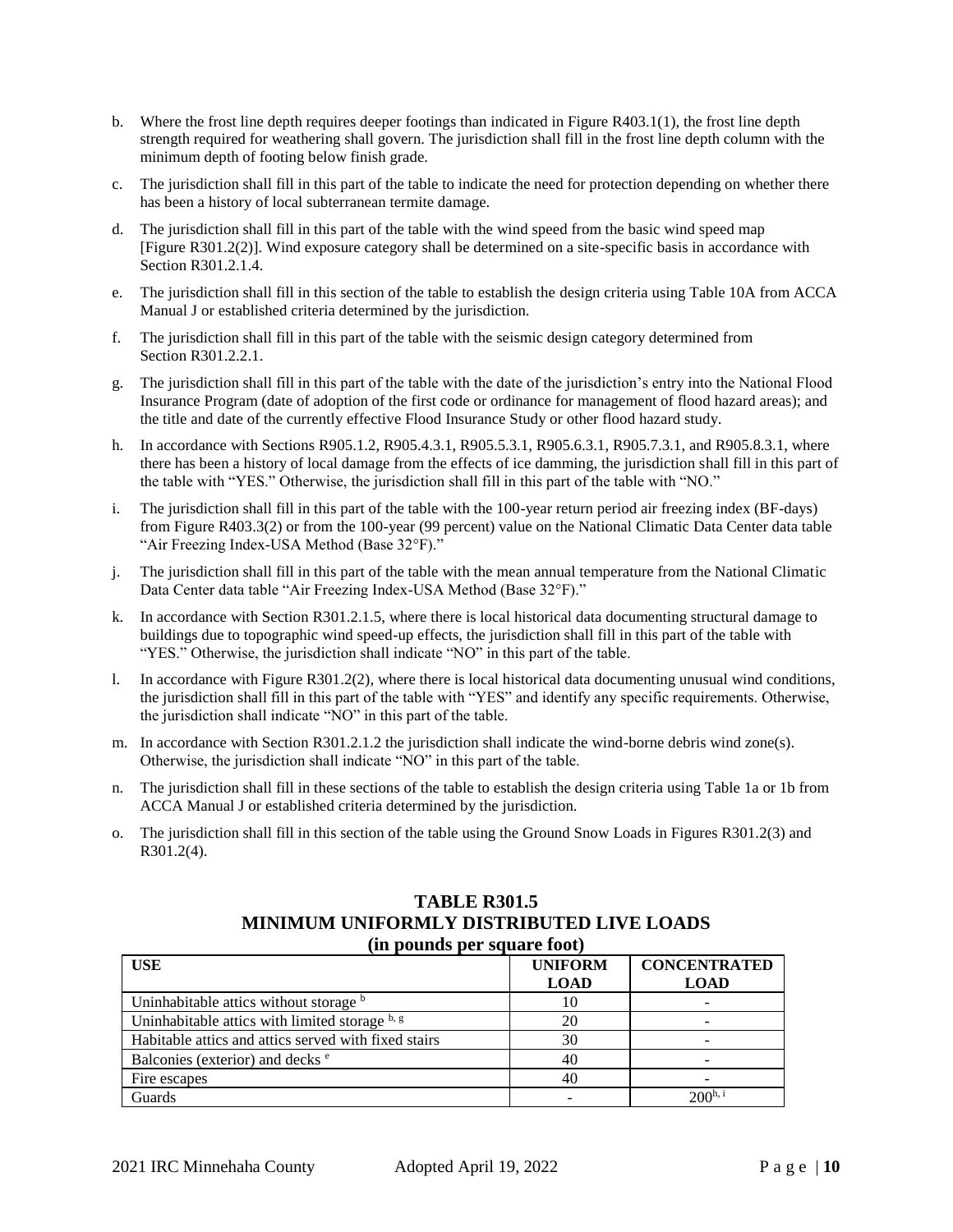b. Where the frost line depth requires deeper footings than indicated in Figure R403.1(1), the frost line depth strength required for weathering shall govern. The jurisdiction shall fill in the frost line depth column with the minimum depth of footing below finish grade.

c. The jurisdiction shall fill in this part of the table to indicate the need for protection depending on whether there has been a history of local subterranean termite damage.

d. The jurisdiction shall fill in this part of the table with the wind speed from the basic wind speed map [Figure R301.2(2)]. Wind exposure category shall be determined on a site-specific basis in accordance with Section R301.2.1.4.

e. The jurisdiction shall fill in this section of the table to establish the design criteria using Table 10A from ACCA Manual J or established criteria determined by the jurisdiction.

f. The jurisdiction shall fill in this part of the table with the seismic design category determined from Section R301.2.2.1.

g. The jurisdiction shall fill in this part of the table with the date of the jurisdiction's entry into the National Flood Insurance Program (date of adoption of the first code or ordinance for management of flood hazard areas); and the title and date of the currently effective Flood Insurance Study or other flood hazard study.

h. In accordance with Sections R905.1.2, R905.4.3.1, R905.5.3.1, R905.6.3.1, R905.7.3.1, and R905.8.3.1, where there has been a history of local damage from the effects of ice damming, the jurisdiction shall fill in this part of the table with "YES." Otherwise, the jurisdiction shall fill in this part of the table with "NO."

i. The jurisdiction shall fill in this part of the table with the 100-year return period air freezing index (BF-days) from Figure R403.3(2) or from the 100-year (99 percent) value on the National Climatic Data Center data table "Air Freezing Index-USA Method (Base 32°F)."

j. The jurisdiction shall fill in this part of the table with the mean annual temperature from the National Climatic Data Center data table "Air Freezing Index-USA Method (Base 32°F)."

k. In accordance with Section R301.2.1.5, where there is local historical data documenting structural damage to buildings due to topographic wind speed-up effects, the jurisdiction shall fill in this part of the table with "YES." Otherwise, the jurisdiction shall indicate "NO" in this part of the table.

l. In accordance with Figure R301.2(2), where there is local historical data documenting unusual wind conditions, the jurisdiction shall fill in this part of the table with "YES" and identify any specific requirements. Otherwise, the jurisdiction shall indicate "NO" in this part of the table.

m. In accordance with Section R301.2.1.2 the jurisdiction shall indicate the wind-borne debris wind zone(s). Otherwise, the jurisdiction shall indicate "NO" in this part of the table.

n. The jurisdiction shall fill in these sections of the table to establish the design criteria using Table 1a or 1b from ACCA Manual J or established criteria determined by the jurisdiction.

o. The jurisdiction shall fill in this section of the table using the Ground Snow Loads in Figures R301.2(3) and R301.2(4).

## TABLE R301.5
## MINIMUM UNIFORMLY DISTRIBUTED LIVE LOADS
### (in pounds per square foot)

| USE | UNIFORM LOAD | CONCENTRATED LOAD |
|---|---|---|
| Uninhabitable attics without storage [b] | 10 | - |
| Uninhabitable attics with limited storage [b, g] | 20 | - |
| Habitable attics and attics served with fixed stairs | 30 | - |
| Balconies (exterior) and decks [e] | 40 | - |
| Fire escapes | 40 | - |
| Guards | - | 200[h, i] |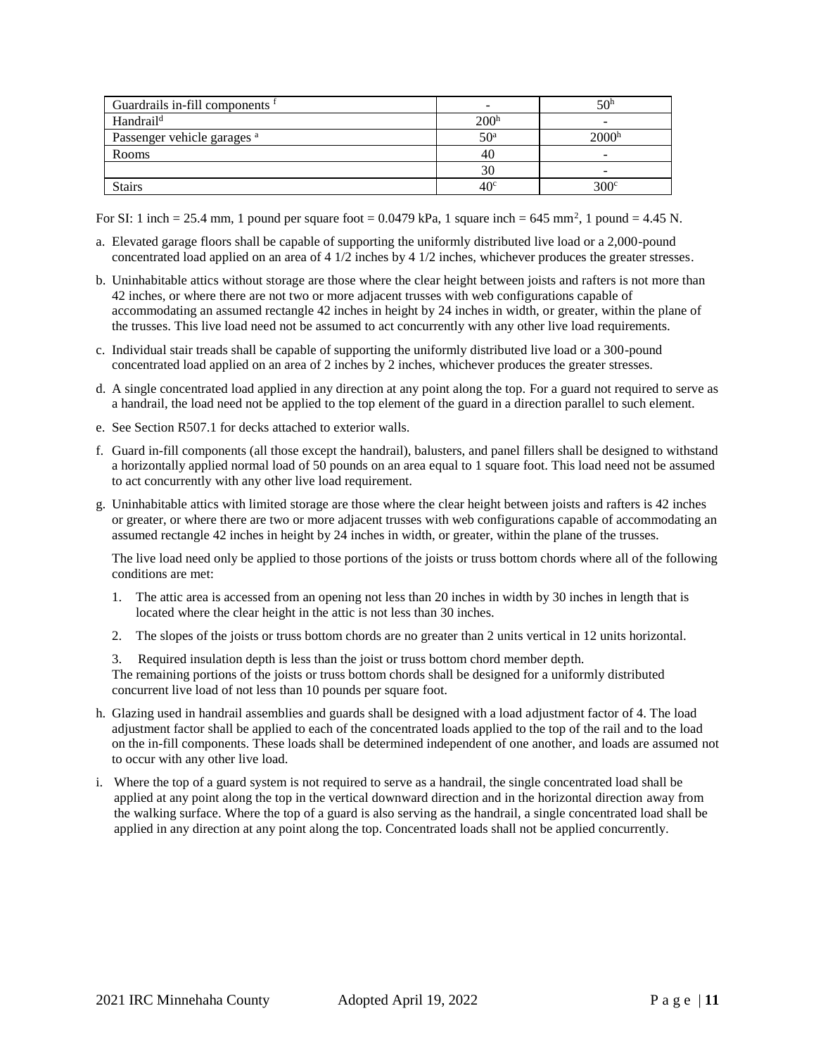| | | |
|---|---|---|
| Guardrails in-fill components [f] | - | 50[h] |
| Handrail[d] | 200[h] | - |
| Passenger vehicle garages [a] | 50[a] | 2000[h] |
| Rooms | 40 | - |
| | 30 | - |
| Stairs | 40[c] | 300[c] |

For SI: 1 inch = 25.4 mm, 1 pound per square foot = 0.0479 kPa, 1 square inch = 645 mm², 1 pound = 4.45 N.

a. Elevated garage floors shall be capable of supporting the uniformly distributed live load or a 2,000-pound concentrated load applied on an area of 4 1/2 inches by 4 1/2 inches, whichever produces the greater stresses.

b. Uninhabitable attics without storage are those where the clear height between joists and rafters is not more than 42 inches, or where there are not two or more adjacent trusses with web configurations capable of accommodating an assumed rectangle 42 inches in height by 24 inches in width, or greater, within the plane of the trusses. This live load need not be assumed to act concurrently with any other live load requirements.

c. Individual stair treads shall be capable of supporting the uniformly distributed live load or a 300-pound concentrated load applied on an area of 2 inches by 2 inches, whichever produces the greater stresses.

d. A single concentrated load applied in any direction at any point along the top. For a guard not required to serve as a handrail, the load need not be applied to the top element of the guard in a direction parallel to such element.

e. See Section R507.1 for decks attached to exterior walls.

f. Guard in-fill components (all those except the handrail), balusters, and panel fillers shall be designed to withstand a horizontally applied normal load of 50 pounds on an area equal to 1 square foot. This load need not be assumed to act concurrently with any other live load requirement.

g. Uninhabitable attics with limited storage are those where the clear height between joists and rafters is 42 inches or greater, or where there are two or more adjacent trusses with web configurations capable of accommodating an assumed rectangle 42 inches in height by 24 inches in width, or greater, within the plane of the trusses.

   The live load need only be applied to those portions of the joists or truss bottom chords where all of the following conditions are met:

   1. The attic area is accessed from an opening not less than 20 inches in width by 30 inches in length that is located where the clear height in the attic is not less than 30 inches.
   2. The slopes of the joists or truss bottom chords are no greater than 2 units vertical in 12 units horizontal.
   3. Required insulation depth is less than the joist or truss bottom chord member depth.

   The remaining portions of the joists or truss bottom chords shall be designed for a uniformly distributed concurrent live load of not less than 10 pounds per square foot.

h. Glazing used in handrail assemblies and guards shall be designed with a load adjustment factor of 4. The load adjustment factor shall be applied to each of the concentrated loads applied to the top of the rail and to the load on the in-fill components. These loads shall be determined independent of one another, and loads are assumed not to occur with any other live load.

i. Where the top of a guard system is not required to serve as a handrail, the single concentrated load shall be applied at any point along the top in the vertical downward direction and in the horizontal direction away from the walking surface. Where the top of a guard is also serving as the handrail, a single concentrated load shall be applied in any direction at any point along the top. Concentrated loads shall not be applied concurrently.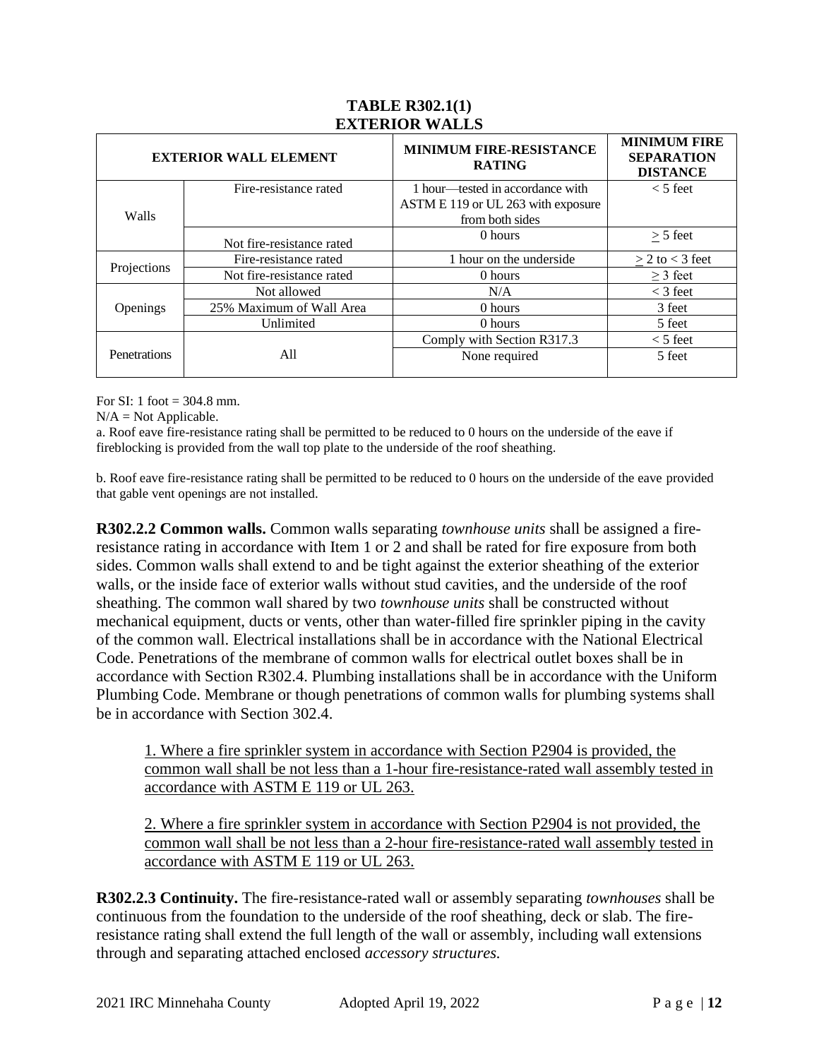**TABLE R302.1(1)**
**EXTERIOR WALLS**

| EXTERIOR WALL ELEMENT | | MINIMUM FIRE-RESISTANCE RATING | MINIMUM FIRE SEPARATION DISTANCE |
|---|---|---|---|
| Walls | Fire-resistance rated | 1 hour—tested in accordance with ASTM E 119 or UL 263 with exposure from both sides | < 5 feet |
| | Not fire-resistance rated | 0 hours | ≥ 5 feet |
| Projections | Fire-resistance rated | 1 hour on the underside | ≥ 2 to < 3 feet |
| | Not fire-resistance rated | 0 hours | ≥ 3 feet |
| Openings | Not allowed | N/A | < 3 feet |
| | 25% Maximum of Wall Area | 0 hours | 3 feet |
| | Unlimited | 0 hours | 5 feet |
| Penetrations | All | Comply with Section R317.3 | < 5 feet |
| | | None required | 5 feet |

For SI: 1 foot = 304.8 mm.

N/A = Not Applicable.

a. Roof eave fire-resistance rating shall be permitted to be reduced to 0 hours on the underside of the eave if fireblocking is provided from the wall top plate to the underside of the roof sheathing.

b. Roof eave fire-resistance rating shall be permitted to be reduced to 0 hours on the underside of the eave provided that gable vent openings are not installed.

**R302.2.2 Common walls.** Common walls separating *townhouse units* shall be assigned a fire-resistance rating in accordance with Item 1 or 2 and shall be rated for fire exposure from both sides. Common walls shall extend to and be tight against the exterior sheathing of the exterior walls, or the inside face of exterior walls without stud cavities, and the underside of the roof sheathing. The common wall shared by two *townhouse units* shall be constructed without mechanical equipment, ducts or vents, other than water-filled fire sprinkler piping in the cavity of the common wall. Electrical installations shall be in accordance with the National Electrical Code. Penetrations of the membrane of common walls for electrical outlet boxes shall be in accordance with Section R302.4. Plumbing installations shall be in accordance with the Uniform Plumbing Code. Membrane or though penetrations of common walls for plumbing systems shall be in accordance with Section 302.4.

1. Where a fire sprinkler system in accordance with Section P2904 is provided, the common wall shall be not less than a 1-hour fire-resistance-rated wall assembly tested in accordance with ASTM E 119 or UL 263.

2. Where a fire sprinkler system in accordance with Section P2904 is not provided, the common wall shall be not less than a 2-hour fire-resistance-rated wall assembly tested in accordance with ASTM E 119 or UL 263.

**R302.2.3 Continuity.** The fire-resistance-rated wall or assembly separating *townhouses* shall be continuous from the foundation to the underside of the roof sheathing, deck or slab. The fire-resistance rating shall extend the full length of the wall or assembly, including wall extensions through and separating attached enclosed *accessory structures.*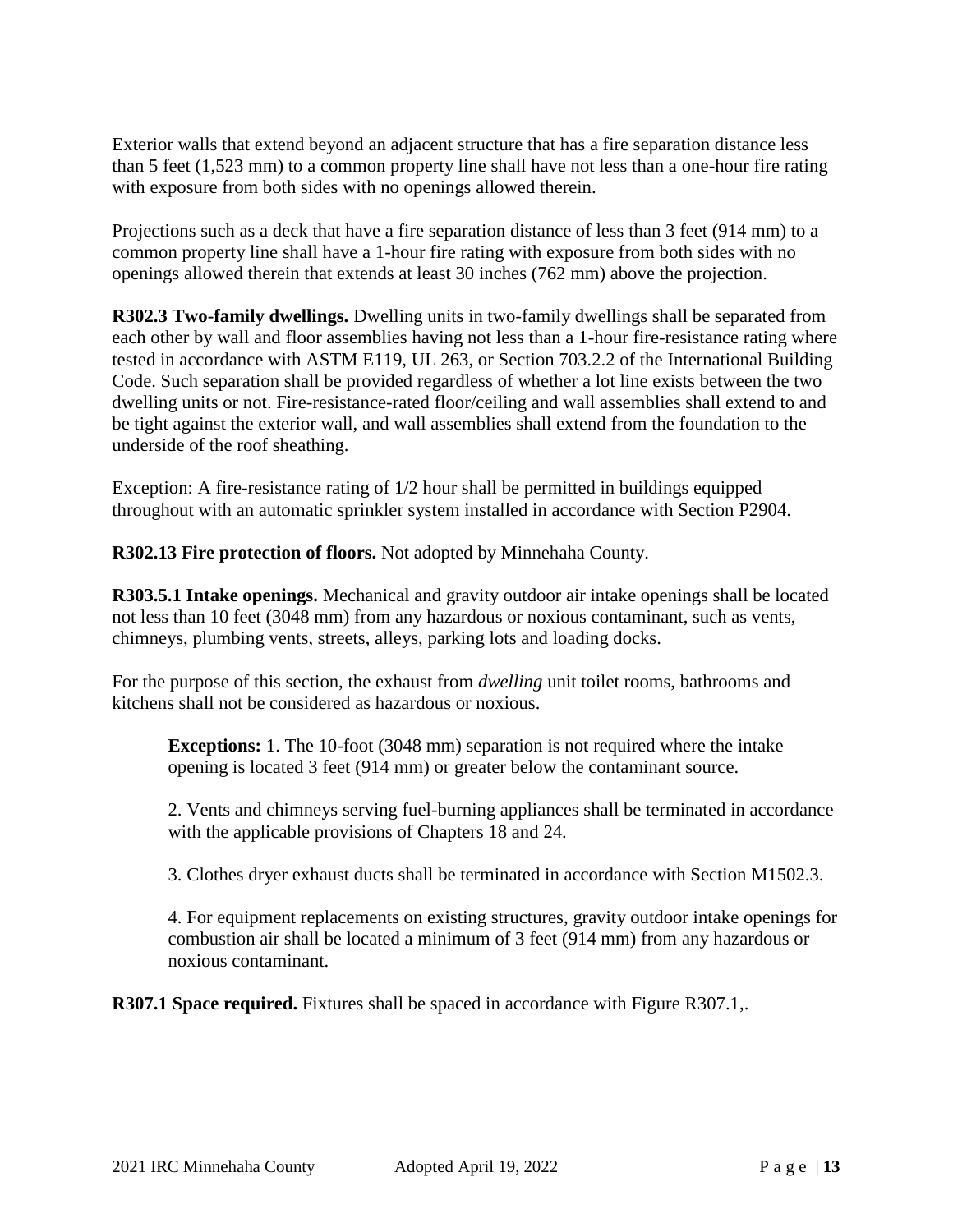Exterior walls that extend beyond an adjacent structure that has a fire separation distance less than 5 feet (1,523 mm) to a common property line shall have not less than a one-hour fire rating with exposure from both sides with no openings allowed therein.

Projections such as a deck that have a fire separation distance of less than 3 feet (914 mm) to a common property line shall have a 1-hour fire rating with exposure from both sides with no openings allowed therein that extends at least 30 inches (762 mm) above the projection.

**R302.3 Two-family dwellings.** Dwelling units in two-family dwellings shall be separated from each other by wall and floor assemblies having not less than a 1-hour fire-resistance rating where tested in accordance with ASTM E119, UL 263, or Section 703.2.2 of the International Building Code. Such separation shall be provided regardless of whether a lot line exists between the two dwelling units or not. Fire-resistance-rated floor/ceiling and wall assemblies shall extend to and be tight against the exterior wall, and wall assemblies shall extend from the foundation to the underside of the roof sheathing.

Exception: A fire-resistance rating of 1/2 hour shall be permitted in buildings equipped throughout with an automatic sprinkler system installed in accordance with Section P2904.

**R302.13 Fire protection of floors.** Not adopted by Minnehaha County.

**R303.5.1 Intake openings.** Mechanical and gravity outdoor air intake openings shall be located not less than 10 feet (3048 mm) from any hazardous or noxious contaminant, such as vents, chimneys, plumbing vents, streets, alleys, parking lots and loading docks.

For the purpose of this section, the exhaust from *dwelling* unit toilet rooms, bathrooms and kitchens shall not be considered as hazardous or noxious.

> **Exceptions:** 1. The 10-foot (3048 mm) separation is not required where the intake opening is located 3 feet (914 mm) or greater below the contaminant source.
>
> 2. Vents and chimneys serving fuel-burning appliances shall be terminated in accordance with the applicable provisions of Chapters 18 and 24.
>
> 3. Clothes dryer exhaust ducts shall be terminated in accordance with Section M1502.3.
>
> 4. For equipment replacements on existing structures, gravity outdoor intake openings for combustion air shall be located a minimum of 3 feet (914 mm) from any hazardous or noxious contaminant.

**R307.1 Space required.** Fixtures shall be spaced in accordance with Figure R307.1,.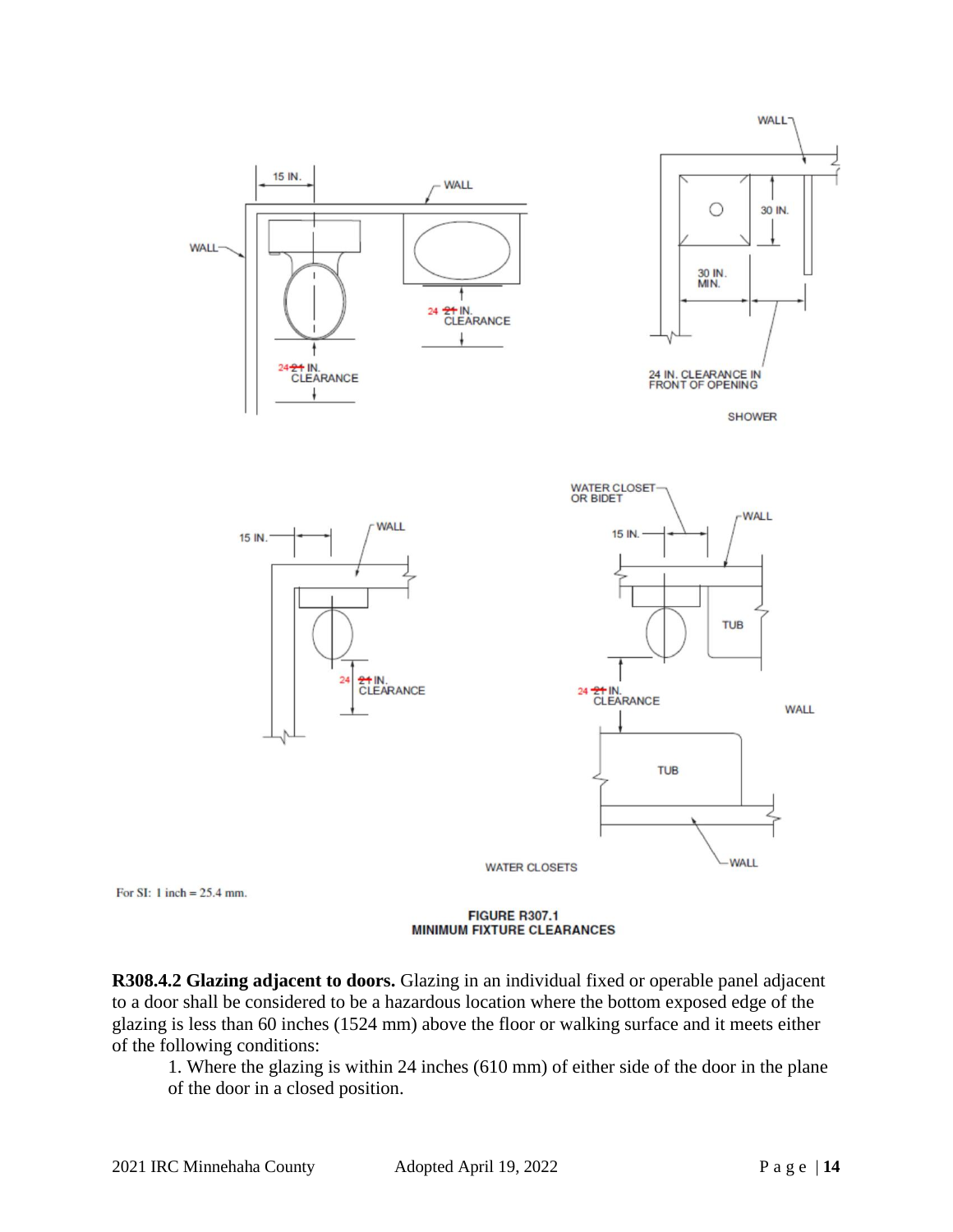For SI: 1 inch = 25.4 mm.

**FIGURE R307.1**
**MINIMUM FIXTURE CLEARANCES**

**R308.4.2 Glazing adjacent to doors.** Glazing in an individual fixed or operable panel adjacent to a door shall be considered to be a hazardous location where the bottom exposed edge of the glazing is less than 60 inches (1524 mm) above the floor or walking surface and it meets either of the following conditions:

1. Where the glazing is within 24 inches (610 mm) of either side of the door in the plane of the door in a closed position.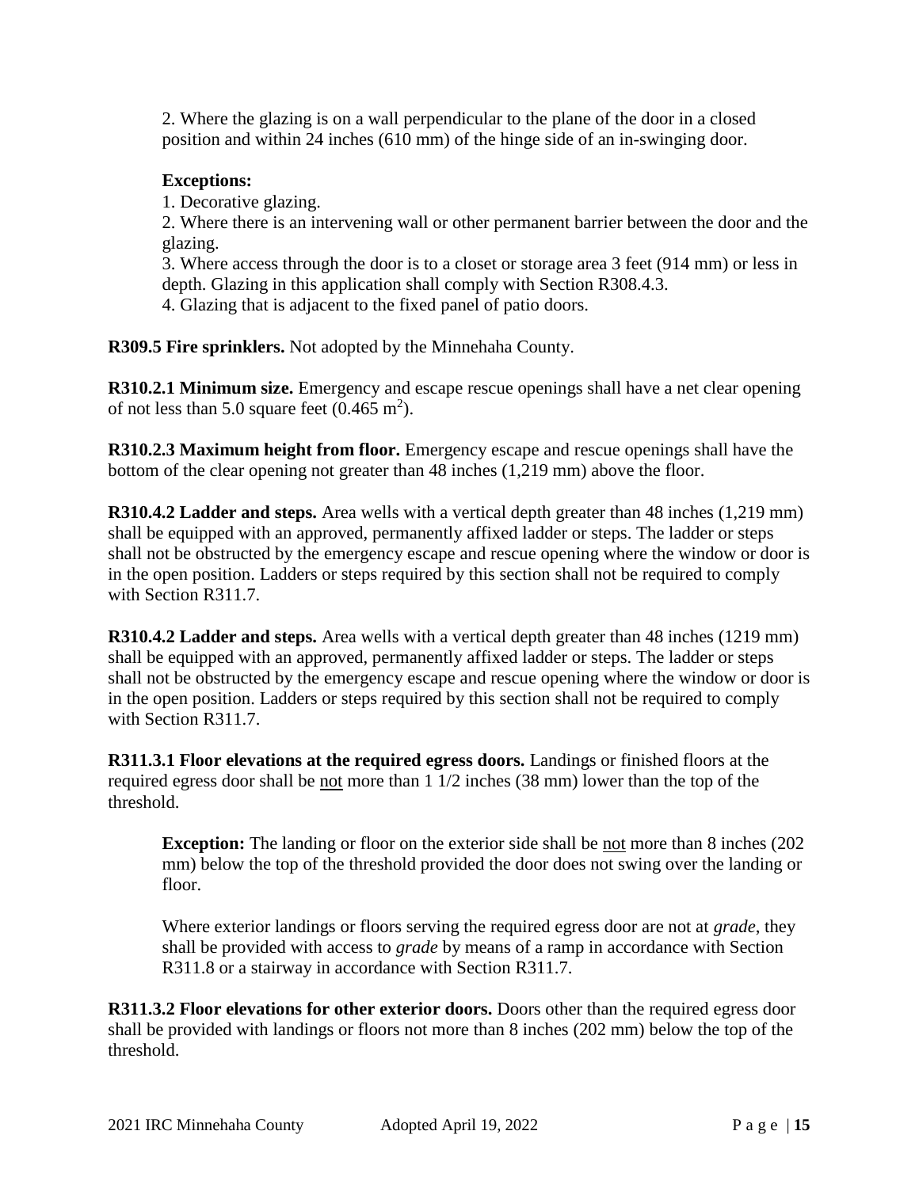2. Where the glazing is on a wall perpendicular to the plane of the door in a closed position and within 24 inches (610 mm) of the hinge side of an in-swinging door.

**Exceptions:**

1. Decorative glazing.
2. Where there is an intervening wall or other permanent barrier between the door and the glazing.
3. Where access through the door is to a closet or storage area 3 feet (914 mm) or less in depth. Glazing in this application shall comply with Section R308.4.3.
4. Glazing that is adjacent to the fixed panel of patio doors.

**R309.5 Fire sprinklers.** Not adopted by the Minnehaha County.

**R310.2.1 Minimum size.** Emergency and escape rescue openings shall have a net clear opening of not less than 5.0 square feet (0.465 $m^2$).

**R310.2.3 Maximum height from floor.** Emergency escape and rescue openings shall have the bottom of the clear opening not greater than 48 inches (1,219 mm) above the floor.

**R310.4.2 Ladder and steps.** Area wells with a vertical depth greater than 48 inches (1,219 mm) shall be equipped with an approved, permanently affixed ladder or steps. The ladder or steps shall not be obstructed by the emergency escape and rescue opening where the window or door is in the open position. Ladders or steps required by this section shall not be required to comply with Section R311.7.

**R310.4.2 Ladder and steps.** Area wells with a vertical depth greater than 48 inches (1219 mm) shall be equipped with an approved, permanently affixed ladder or steps. The ladder or steps shall not be obstructed by the emergency escape and rescue opening where the window or door is in the open position. Ladders or steps required by this section shall not be required to comply with Section R311.7.

**R311.3.1 Floor elevations at the required egress doors.** Landings or finished floors at the required egress door shall be <u>not</u> more than 1 1/2 inches (38 mm) lower than the top of the threshold.

**Exception:** The landing or floor on the exterior side shall be <u>not</u> more than 8 inches (202 mm) below the top of the threshold provided the door does not swing over the landing or floor.

Where exterior landings or floors serving the required egress door are not at *grade*, they shall be provided with access to *grade* by means of a ramp in accordance with Section R311.8 or a stairway in accordance with Section R311.7.

**R311.3.2 Floor elevations for other exterior doors.** Doors other than the required egress door shall be provided with landings or floors not more than 8 inches (202 mm) below the top of the threshold.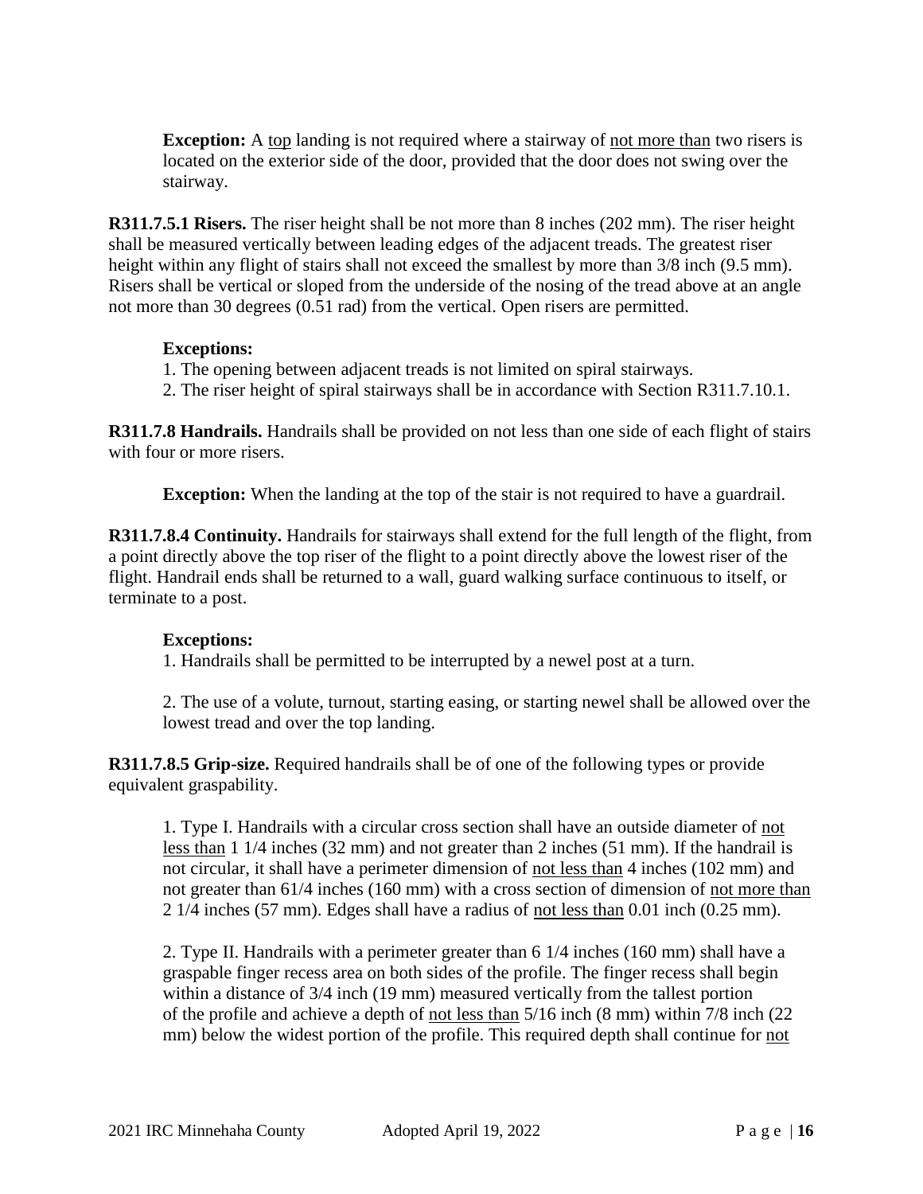**Exception:** A <u>top</u> landing is not required where a stairway of <u>not more than</u> two risers is located on the exterior side of the door, provided that the door does not swing over the stairway.

**R311.7.5.1 Risers.** The riser height shall be not more than 8 inches (202 mm). The riser height shall be measured vertically between leading edges of the adjacent treads. The greatest riser height within any flight of stairs shall not exceed the smallest by more than 3/8 inch (9.5 mm). Risers shall be vertical or sloped from the underside of the nosing of the tread above at an angle not more than 30 degrees (0.51 rad) from the vertical. Open risers are permitted.

**Exceptions:**

1. The opening between adjacent treads is not limited on spiral stairways.
2. The riser height of spiral stairways shall be in accordance with Section R311.7.10.1.

**R311.7.8 Handrails.** Handrails shall be provided on not less than one side of each flight of stairs with four or more risers.

**Exception:** When the landing at the top of the stair is not required to have a guardrail.

**R311.7.8.4 Continuity.** Handrails for stairways shall extend for the full length of the flight, from a point directly above the top riser of the flight to a point directly above the lowest riser of the flight. Handrail ends shall be returned to a wall, guard walking surface continuous to itself, or terminate to a post.

**Exceptions:**

1. Handrails shall be permitted to be interrupted by a newel post at a turn.

2. The use of a volute, turnout, starting easing, or starting newel shall be allowed over the lowest tread and over the top landing.

**R311.7.8.5 Grip-size.** Required handrails shall be of one of the following types or provide equivalent graspability.

1. Type I. Handrails with a circular cross section shall have an outside diameter of <u>not less than</u> 1 1/4 inches (32 mm) and not greater than 2 inches (51 mm). If the handrail is not circular, it shall have a perimeter dimension of <u>not less than</u> 4 inches (102 mm) and not greater than 61/4 inches (160 mm) with a cross section of dimension of <u>not more than</u> 2 1/4 inches (57 mm). Edges shall have a radius of <u>not less than</u> 0.01 inch (0.25 mm).

2. Type II. Handrails with a perimeter greater than 6 1/4 inches (160 mm) shall have a graspable finger recess area on both sides of the profile. The finger recess shall begin within a distance of 3/4 inch (19 mm) measured vertically from the tallest portion of the profile and achieve a depth of <u>not less than</u> 5/16 inch (8 mm) within 7/8 inch (22 mm) below the widest portion of the profile. This required depth shall continue for <u>not</u>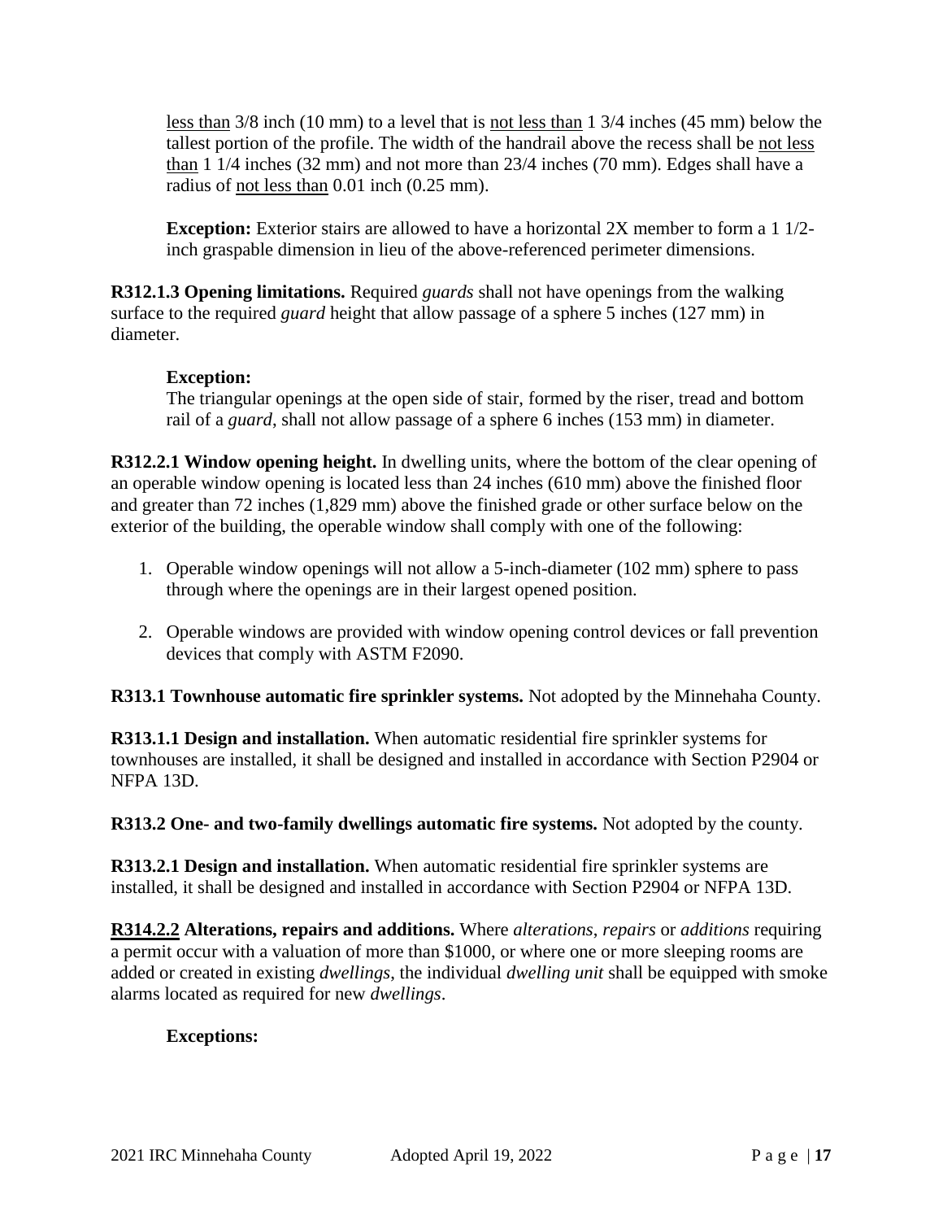less than 3/8 inch (10 mm) to a level that is not less than 1 3/4 inches (45 mm) below the tallest portion of the profile. The width of the handrail above the recess shall be not less than 1 1/4 inches (32 mm) and not more than 23/4 inches (70 mm). Edges shall have a radius of not less than 0.01 inch (0.25 mm).

**Exception:** Exterior stairs are allowed to have a horizontal 2X member to form a 1 1/2-inch graspable dimension in lieu of the above-referenced perimeter dimensions.

**R312.1.3 Opening limitations.** Required *guards* shall not have openings from the walking surface to the required *guard* height that allow passage of a sphere 5 inches (127 mm) in diameter.

**Exception:**
The triangular openings at the open side of stair, formed by the riser, tread and bottom rail of a *guard*, shall not allow passage of a sphere 6 inches (153 mm) in diameter.

**R312.2.1 Window opening height.** In dwelling units, where the bottom of the clear opening of an operable window opening is located less than 24 inches (610 mm) above the finished floor and greater than 72 inches (1,829 mm) above the finished grade or other surface below on the exterior of the building, the operable window shall comply with one of the following:

1. Operable window openings will not allow a 5-inch-diameter (102 mm) sphere to pass through where the openings are in their largest opened position.
2. Operable windows are provided with window opening control devices or fall prevention devices that comply with ASTM F2090.

**R313.1 Townhouse automatic fire sprinkler systems.** Not adopted by the Minnehaha County.

**R313.1.1 Design and installation.** When automatic residential fire sprinkler systems for townhouses are installed, it shall be designed and installed in accordance with Section P2904 or NFPA 13D.

**R313.2 One- and two-family dwellings automatic fire systems.** Not adopted by the county.

**R313.2.1 Design and installation.** When automatic residential fire sprinkler systems are installed, it shall be designed and installed in accordance with Section P2904 or NFPA 13D.

**R314.2.2 Alterations, repairs and additions.** Where *alterations*, *repairs* or *additions* requiring a permit occur with a valuation of more than $1000, or where one or more sleeping rooms are added or created in existing *dwellings*, the individual *dwelling unit* shall be equipped with smoke alarms located as required for new *dwellings*.

**Exceptions:**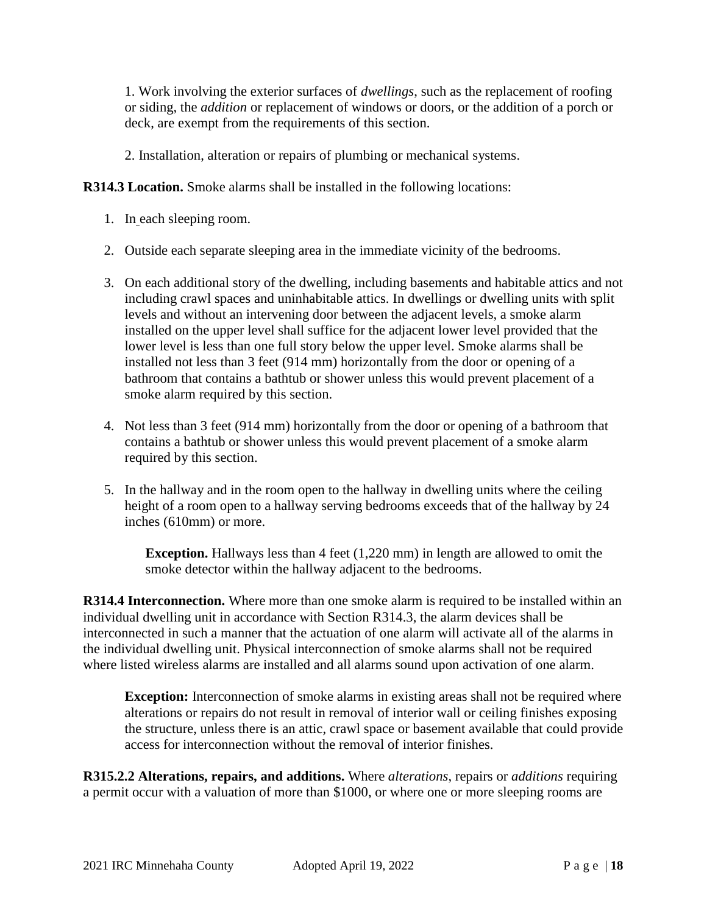1. Work involving the exterior surfaces of *dwellings*, such as the replacement of roofing or siding, the *addition* or replacement of windows or doors, or the addition of a porch or deck, are exempt from the requirements of this section.

2. Installation, alteration or repairs of plumbing or mechanical systems.

**R314.3 Location.** Smoke alarms shall be installed in the following locations:

1. In each sleeping room.
2. Outside each separate sleeping area in the immediate vicinity of the bedrooms.
3. On each additional story of the dwelling, including basements and habitable attics and not including crawl spaces and uninhabitable attics. In dwellings or dwelling units with split levels and without an intervening door between the adjacent levels, a smoke alarm installed on the upper level shall suffice for the adjacent lower level provided that the lower level is less than one full story below the upper level. Smoke alarms shall be installed not less than 3 feet (914 mm) horizontally from the door or opening of a bathroom that contains a bathtub or shower unless this would prevent placement of a smoke alarm required by this section.
4. Not less than 3 feet (914 mm) horizontally from the door or opening of a bathroom that contains a bathtub or shower unless this would prevent placement of a smoke alarm required by this section.
5. In the hallway and in the room open to the hallway in dwelling units where the ceiling height of a room open to a hallway serving bedrooms exceeds that of the hallway by 24 inches (610mm) or more.

   **Exception.** Hallways less than 4 feet (1,220 mm) in length are allowed to omit the smoke detector within the hallway adjacent to the bedrooms.

**R314.4 Interconnection.** Where more than one smoke alarm is required to be installed within an individual dwelling unit in accordance with Section R314.3, the alarm devices shall be interconnected in such a manner that the actuation of one alarm will activate all of the alarms in the individual dwelling unit. Physical interconnection of smoke alarms shall not be required where listed wireless alarms are installed and all alarms sound upon activation of one alarm.

**Exception:** Interconnection of smoke alarms in existing areas shall not be required where alterations or repairs do not result in removal of interior wall or ceiling finishes exposing the structure, unless there is an attic, crawl space or basement available that could provide access for interconnection without the removal of interior finishes.

**R315.2.2 Alterations, repairs, and additions.** Where *alterations*, repairs or *additions* requiring a permit occur with a valuation of more than $1000, or where one or more sleeping rooms are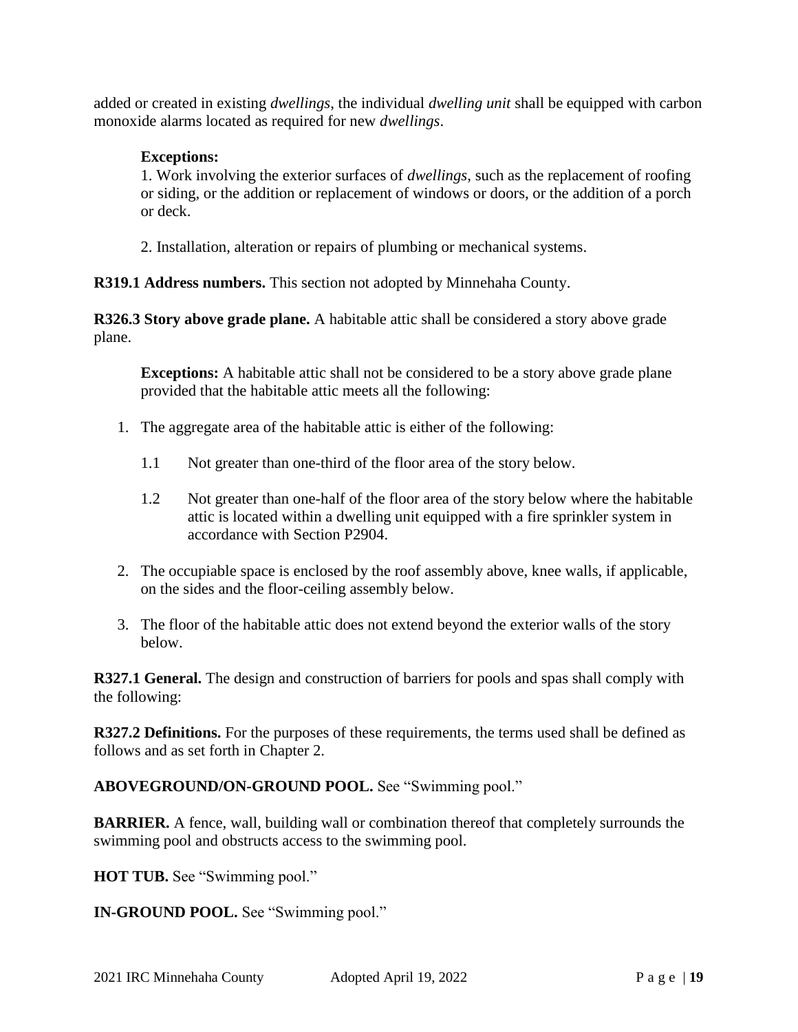added or created in existing *dwellings*, the individual *dwelling unit* shall be equipped with carbon monoxide alarms located as required for new *dwellings*.

**Exceptions:**
1. Work involving the exterior surfaces of *dwellings*, such as the replacement of roofing or siding, or the addition or replacement of windows or doors, or the addition of a porch or deck.

2. Installation, alteration or repairs of plumbing or mechanical systems.

**R319.1 Address numbers.** This section not adopted by Minnehaha County.

**R326.3 Story above grade plane.** A habitable attic shall be considered a story above grade plane.

**Exceptions:** A habitable attic shall not be considered to be a story above grade plane provided that the habitable attic meets all the following:

1. The aggregate area of the habitable attic is either of the following:
   - 1.1 Not greater than one-third of the floor area of the story below.
   - 1.2 Not greater than one-half of the floor area of the story below where the habitable attic is located within a dwelling unit equipped with a fire sprinkler system in accordance with Section P2904.
2. The occupiable space is enclosed by the roof assembly above, knee walls, if applicable, on the sides and the floor-ceiling assembly below.
3. The floor of the habitable attic does not extend beyond the exterior walls of the story below.

**R327.1 General.** The design and construction of barriers for pools and spas shall comply with the following:

**R327.2 Definitions.** For the purposes of these requirements, the terms used shall be defined as follows and as set forth in Chapter 2.

**ABOVEGROUND/ON-GROUND POOL.** See "Swimming pool."

**BARRIER.** A fence, wall, building wall or combination thereof that completely surrounds the swimming pool and obstructs access to the swimming pool.

**HOT TUB.** See "Swimming pool."

**IN-GROUND POOL.** See "Swimming pool."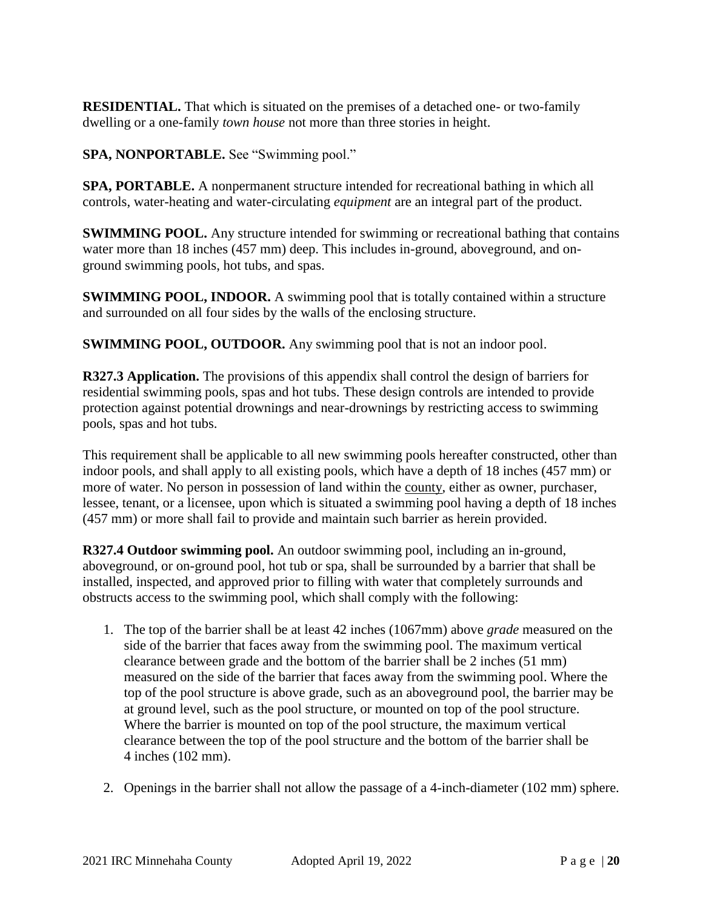**RESIDENTIAL.** That which is situated on the premises of a detached one- or two-family dwelling or a one-family *town house* not more than three stories in height.

**SPA, NONPORTABLE.** See "Swimming pool."

**SPA, PORTABLE.** A nonpermanent structure intended for recreational bathing in which all controls, water-heating and water-circulating *equipment* are an integral part of the product.

**SWIMMING POOL.** Any structure intended for swimming or recreational bathing that contains water more than 18 inches (457 mm) deep. This includes in-ground, aboveground, and on-ground swimming pools, hot tubs, and spas.

**SWIMMING POOL, INDOOR.** A swimming pool that is totally contained within a structure and surrounded on all four sides by the walls of the enclosing structure.

**SWIMMING POOL, OUTDOOR.** Any swimming pool that is not an indoor pool.

**R327.3 Application.** The provisions of this appendix shall control the design of barriers for residential swimming pools, spas and hot tubs. These design controls are intended to provide protection against potential drownings and near-drownings by restricting access to swimming pools, spas and hot tubs.

This requirement shall be applicable to all new swimming pools hereafter constructed, other than indoor pools, and shall apply to all existing pools, which have a depth of 18 inches (457 mm) or more of water. No person in possession of land within the county, either as owner, purchaser, lessee, tenant, or a licensee, upon which is situated a swimming pool having a depth of 18 inches (457 mm) or more shall fail to provide and maintain such barrier as herein provided.

**R327.4 Outdoor swimming pool.** An outdoor swimming pool, including an in-ground, aboveground, or on-ground pool, hot tub or spa, shall be surrounded by a barrier that shall be installed, inspected, and approved prior to filling with water that completely surrounds and obstructs access to the swimming pool, which shall comply with the following:

1. The top of the barrier shall be at least 42 inches (1067mm) above *grade* measured on the side of the barrier that faces away from the swimming pool. The maximum vertical clearance between grade and the bottom of the barrier shall be 2 inches (51 mm) measured on the side of the barrier that faces away from the swimming pool. Where the top of the pool structure is above grade, such as an aboveground pool, the barrier may be at ground level, such as the pool structure, or mounted on top of the pool structure. Where the barrier is mounted on top of the pool structure, the maximum vertical clearance between the top of the pool structure and the bottom of the barrier shall be 4 inches (102 mm).

2. Openings in the barrier shall not allow the passage of a 4-inch-diameter (102 mm) sphere.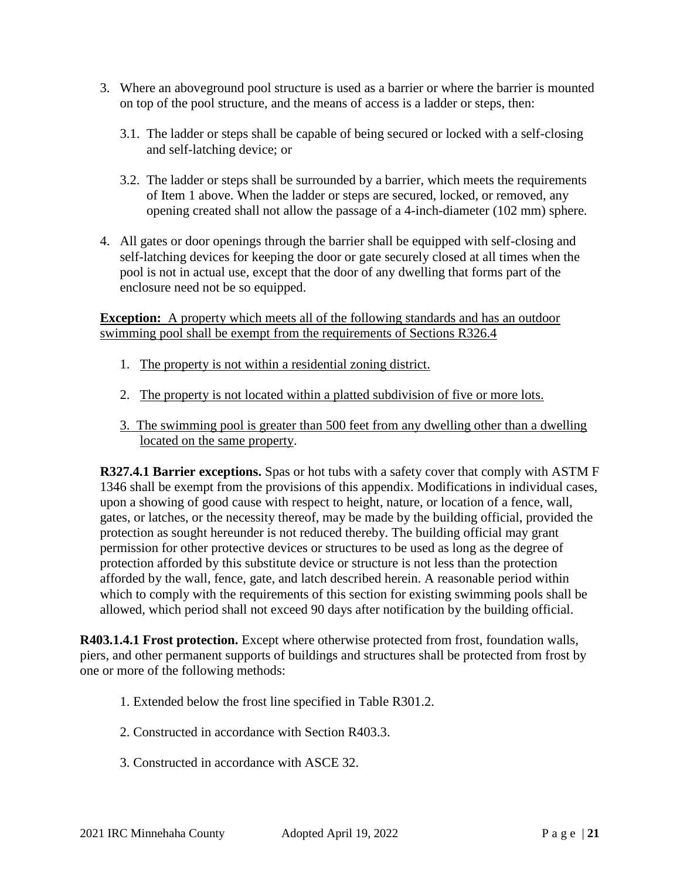3. Where an aboveground pool structure is used as a barrier or where the barrier is mounted on top of the pool structure, and the means of access is a ladder or steps, then:

   3.1. The ladder or steps shall be capable of being secured or locked with a self-closing and self-latching device; or

   3.2. The ladder or steps shall be surrounded by a barrier, which meets the requirements of Item 1 above. When the ladder or steps are secured, locked, or removed, any opening created shall not allow the passage of a 4-inch-diameter (102 mm) sphere.

4. All gates or door openings through the barrier shall be equipped with self-closing and self-latching devices for keeping the door or gate securely closed at all times when the pool is not in actual use, except that the door of any dwelling that forms part of the enclosure need not be so equipped.

<u>**Exception:** A property which meets all of the following standards and has an outdoor swimming pool shall be exempt from the requirements of Sections R326.4</u>

1. <u>The property is not within a residential zoning district.</u>
2. <u>The property is not located within a platted subdivision of five or more lots.</u>
3. <u>The swimming pool is greater than 500 feet from any dwelling other than a dwelling located on the same property</u>.

**R327.4.1 Barrier exceptions.** Spas or hot tubs with a safety cover that comply with ASTM F 1346 shall be exempt from the provisions of this appendix. Modifications in individual cases, upon a showing of good cause with respect to height, nature, or location of a fence, wall, gates, or latches, or the necessity thereof, may be made by the building official, provided the protection as sought hereunder is not reduced thereby. The building official may grant permission for other protective devices or structures to be used as long as the degree of protection afforded by this substitute device or structure is not less than the protection afforded by the wall, fence, gate, and latch described herein. A reasonable period within which to comply with the requirements of this section for existing swimming pools shall be allowed, which period shall not exceed 90 days after notification by the building official.

**R403.1.4.1 Frost protection.** Except where otherwise protected from frost, foundation walls, piers, and other permanent supports of buildings and structures shall be protected from frost by one or more of the following methods:

1. Extended below the frost line specified in Table R301.2.
2. Constructed in accordance with Section R403.3.
3. Constructed in accordance with ASCE 32.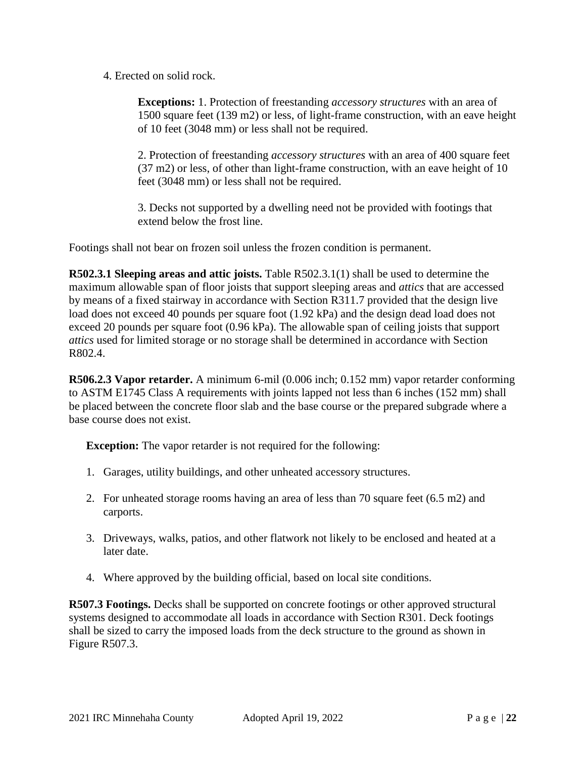4. Erected on solid rock.

> **Exceptions:** 1. Protection of freestanding *accessory structures* with an area of 1500 square feet (139 m2) or less, of light-frame construction, with an eave height of 10 feet (3048 mm) or less shall not be required.
>
> 2. Protection of freestanding *accessory structures* with an area of 400 square feet (37 m2) or less, of other than light-frame construction, with an eave height of 10 feet (3048 mm) or less shall not be required.
>
> 3. Decks not supported by a dwelling need not be provided with footings that extend below the frost line.

Footings shall not bear on frozen soil unless the frozen condition is permanent.

**R502.3.1 Sleeping areas and attic joists.** Table R502.3.1(1) shall be used to determine the maximum allowable span of floor joists that support sleeping areas and *attics* that are accessed by means of a fixed stairway in accordance with Section R311.7 provided that the design live load does not exceed 40 pounds per square foot (1.92 kPa) and the design dead load does not exceed 20 pounds per square foot (0.96 kPa). The allowable span of ceiling joists that support *attics* used for limited storage or no storage shall be determined in accordance with Section R802.4.

**R506.2.3 Vapor retarder.** A minimum 6-mil (0.006 inch; 0.152 mm) vapor retarder conforming to ASTM E1745 Class A requirements with joints lapped not less than 6 inches (152 mm) shall be placed between the concrete floor slab and the base course or the prepared subgrade where a base course does not exist.

**Exception:** The vapor retarder is not required for the following:

1. Garages, utility buildings, and other unheated accessory structures.
2. For unheated storage rooms having an area of less than 70 square feet (6.5 m2) and carports.
3. Driveways, walks, patios, and other flatwork not likely to be enclosed and heated at a later date.
4. Where approved by the building official, based on local site conditions.

**R507.3 Footings.** Decks shall be supported on concrete footings or other approved structural systems designed to accommodate all loads in accordance with Section R301. Deck footings shall be sized to carry the imposed loads from the deck structure to the ground as shown in Figure R507.3.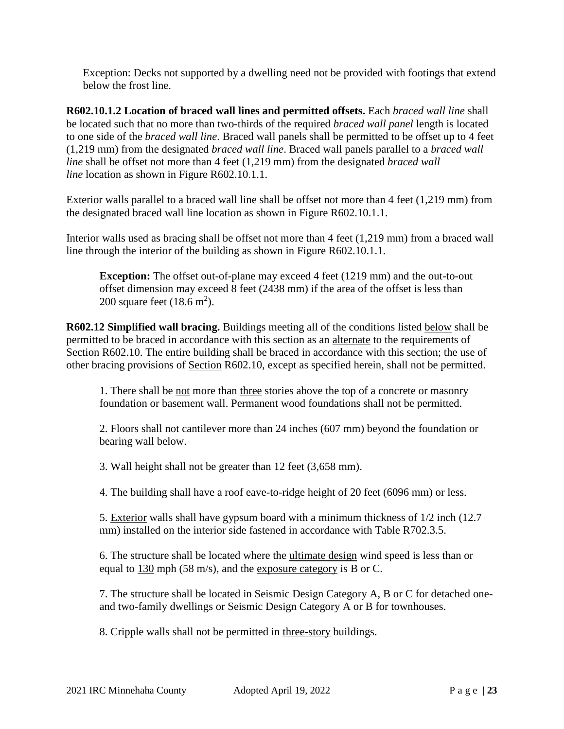Exception: Decks not supported by a dwelling need not be provided with footings that extend below the frost line.

**R602.10.1.2 Location of braced wall lines and permitted offsets.** Each *braced wall line* shall be located such that no more than two-thirds of the required *braced wall panel* length is located to one side of the *braced wall line*. Braced wall panels shall be permitted to be offset up to 4 feet (1,219 mm) from the designated *braced wall line*. Braced wall panels parallel to a *braced wall line* shall be offset not more than 4 feet (1,219 mm) from the designated *braced wall line* location as shown in Figure R602.10.1.1.

Exterior walls parallel to a braced wall line shall be offset not more than 4 feet (1,219 mm) from the designated braced wall line location as shown in Figure R602.10.1.1.

Interior walls used as bracing shall be offset not more than 4 feet (1,219 mm) from a braced wall line through the interior of the building as shown in Figure R602.10.1.1.

> **Exception:** The offset out-of-plane may exceed 4 feet (1219 mm) and the out-to-out offset dimension may exceed 8 feet (2438 mm) if the area of the offset is less than 200 square feet (18.6 $m^2$).

**R602.12 Simplified wall bracing.** Buildings meeting all of the conditions listed below shall be permitted to be braced in accordance with this section as an alternate to the requirements of Section R602.10. The entire building shall be braced in accordance with this section; the use of other bracing provisions of Section R602.10, except as specified herein, shall not be permitted.

1. There shall be not more than three stories above the top of a concrete or masonry foundation or basement wall. Permanent wood foundations shall not be permitted.

2. Floors shall not cantilever more than 24 inches (607 mm) beyond the foundation or bearing wall below.

3. Wall height shall not be greater than 12 feet (3,658 mm).

4. The building shall have a roof eave-to-ridge height of 20 feet (6096 mm) or less.

5. Exterior walls shall have gypsum board with a minimum thickness of 1/2 inch (12.7 mm) installed on the interior side fastened in accordance with Table R702.3.5.

6. The structure shall be located where the ultimate design wind speed is less than or equal to 130 mph (58 m/s), and the exposure category is B or C.

7. The structure shall be located in Seismic Design Category A, B or C for detached one- and two-family dwellings or Seismic Design Category A or B for townhouses.

8. Cripple walls shall not be permitted in three-story buildings.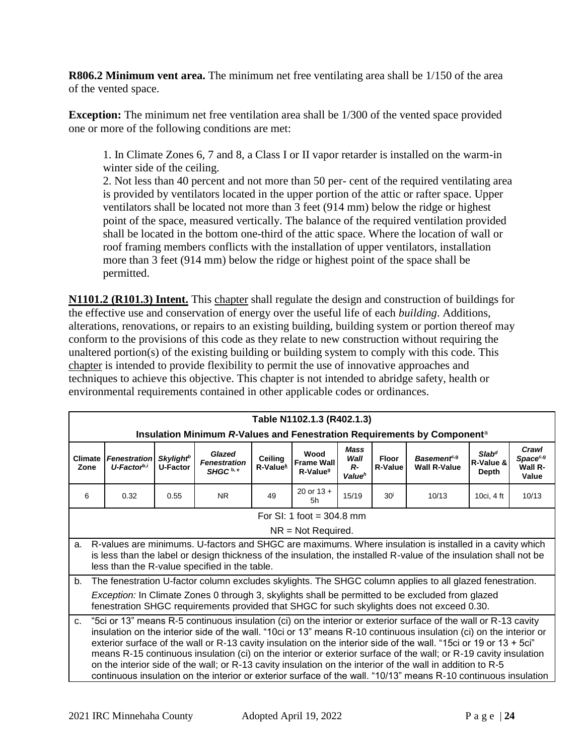**R806.2 Minimum vent area.** The minimum net free ventilating area shall be 1/150 of the area of the vented space.

**Exception:** The minimum net free ventilation area shall be 1/300 of the vented space provided one or more of the following conditions are met:

1. In Climate Zones 6, 7 and 8, a Class I or II vapor retarder is installed on the warm-in winter side of the ceiling.
2. Not less than 40 percent and not more than 50 per- cent of the required ventilating area is provided by ventilators located in the upper portion of the attic or rafter space. Upper ventilators shall be located not more than 3 feet (914 mm) below the ridge or highest point of the space, measured vertically. The balance of the required ventilation provided shall be located in the bottom one-third of the attic space. Where the location of wall or roof framing members conflicts with the installation of upper ventilators, installation more than 3 feet (914 mm) below the ridge or highest point of the space shall be permitted.

**N1101.2 (R101.3) Intent.** This chapter shall regulate the design and construction of buildings for the effective use and conservation of energy over the useful life of each *building*. Additions, alterations, renovations, or repairs to an existing building, building system or portion thereof may conform to the provisions of this code as they relate to new construction without requiring the unaltered portion(s) of the existing building or building system to comply with this code. This chapter is intended to provide flexibility to permit the use of innovative approaches and techniques to achieve this objective. This chapter is not intended to abridge safety, health or environmental requirements contained in other applicable codes or ordinances.

**Table N1102.1.3 (R402.1.3)**

**Insulation Minimum *R*-Values and Fenestration Requirements by Component**[a]

| Climate Zone | *Fenestration U-Factor*[b,i] | *Skylight*[b] U-Factor | *Glazed Fenestration SHGC* [b, e] | Ceiling R-Value[k] | Wood Frame Wall R-Value[g] | *Mass Wall R-Value*[h] | Floor R-Value | *Basement*[c,g] Wall R-Value | *Slab*[d] R-Value & Depth | *Crawl Space*[c,g] Wall R-Value |
|---|---|---|---|---|---|---|---|---|---|---|
| 6 | 0.32 | 0.55 | NR | 49 | 20 or 13 + 5h | 15/19 | 30[j] | 10/13 | 10ci, 4 ft | 10/13 |

For SI: 1 foot = 304.8 mm

NR = Not Required.

a. R-values are minimums. U-factors and SHGC are maximums. Where insulation is installed in a cavity which is less than the label or design thickness of the insulation, the installed R-value of the insulation shall not be less than the R-value specified in the table.

b. The fenestration U-factor column excludes skylights. The SHGC column applies to all glazed fenestration.

*Exception:* In Climate Zones 0 through 3, skylights shall be permitted to be excluded from glazed fenestration SHGC requirements provided that SHGC for such skylights does not exceed 0.30.

c. "5ci or 13" means R-5 continuous insulation (ci) on the interior or exterior surface of the wall or R-13 cavity insulation on the interior side of the wall. "10ci or 13" means R-10 continuous insulation (ci) on the interior or exterior surface of the wall or R-13 cavity insulation on the interior side of the wall. "15ci or 19 or 13 + 5ci" means R-15 continuous insulation (ci) on the interior or exterior surface of the wall; or R-19 cavity insulation on the interior side of the wall; or R-13 cavity insulation on the interior of the wall in addition to R-5 continuous insulation on the interior or exterior surface of the wall. "10/13" means R-10 continuous insulation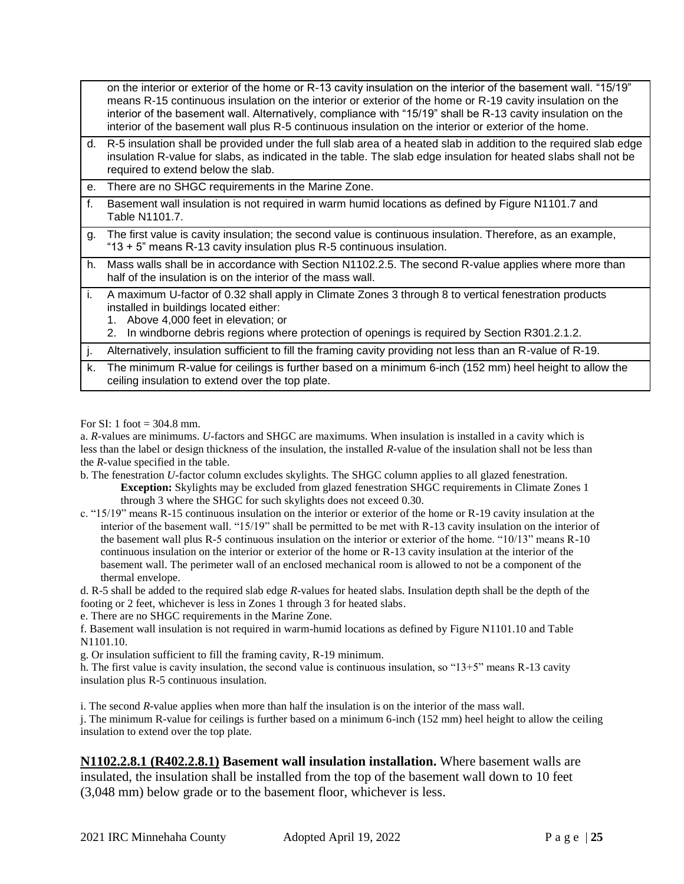| | |
|---|---|
| | on the interior or exterior of the home or R-13 cavity insulation on the interior of the basement wall. "15/19" means R-15 continuous insulation on the interior or exterior of the home or R-19 cavity insulation on the interior of the basement wall. Alternatively, compliance with "15/19" shall be R-13 cavity insulation on the interior of the basement wall plus R-5 continuous insulation on the interior or exterior of the home. |
| d. | R-5 insulation shall be provided under the full slab area of a heated slab in addition to the required slab edge insulation R-value for slabs, as indicated in the table. The slab edge insulation for heated slabs shall not be required to extend below the slab. |
| e. | There are no SHGC requirements in the Marine Zone. |
| f. | Basement wall insulation is not required in warm humid locations as defined by Figure N1101.7 and Table N1101.7. |
| g. | The first value is cavity insulation; the second value is continuous insulation. Therefore, as an example, "13 + 5" means R-13 cavity insulation plus R-5 continuous insulation. |
| h. | Mass walls shall be in accordance with Section N1102.2.5. The second R-value applies where more than half of the insulation is on the interior of the mass wall. |
| i. | A maximum U-factor of 0.32 shall apply in Climate Zones 3 through 8 to vertical fenestration products installed in buildings located either: 1. Above 4,000 feet in elevation; or 2. In windborne debris regions where protection of openings is required by Section R301.2.1.2. |
| j. | Alternatively, insulation sufficient to fill the framing cavity providing not less than an R-value of R-19. |
| k. | The minimum R-value for ceilings is further based on a minimum 6-inch (152 mm) heel height to allow the ceiling insulation to extend over the top plate. |

For SI: 1 foot = 304.8 mm.

a. *R*-values are minimums. *U*-factors and SHGC are maximums. When insulation is installed in a cavity which is less than the label or design thickness of the insulation, the installed *R*-value of the insulation shall not be less than the *R*-value specified in the table.

b. The fenestration *U*-factor column excludes skylights. The SHGC column applies to all glazed fenestration.
**Exception:** Skylights may be excluded from glazed fenestration SHGC requirements in Climate Zones 1 through 3 where the SHGC for such skylights does not exceed 0.30.

c. "15/19" means R-15 continuous insulation on the interior or exterior of the home or R-19 cavity insulation at the interior of the basement wall. "15/19" shall be permitted to be met with R-13 cavity insulation on the interior of the basement wall plus R-5 continuous insulation on the interior or exterior of the home. "10/13" means R-10 continuous insulation on the interior or exterior of the home or R-13 cavity insulation at the interior of the basement wall. The perimeter wall of an enclosed mechanical room is allowed to not be a component of the thermal envelope.

d. R-5 shall be added to the required slab edge *R*-values for heated slabs. Insulation depth shall be the depth of the footing or 2 feet, whichever is less in Zones 1 through 3 for heated slabs.

e. There are no SHGC requirements in the Marine Zone.

f. Basement wall insulation is not required in warm-humid locations as defined by Figure N1101.10 and Table N1101.10.

g. Or insulation sufficient to fill the framing cavity, R-19 minimum.

h. The first value is cavity insulation, the second value is continuous insulation, so "13+5" means R-13 cavity insulation plus R-5 continuous insulation.

i. The second *R*-value applies when more than half the insulation is on the interior of the mass wall.

j. The minimum R-value for ceilings is further based on a minimum 6-inch (152 mm) heel height to allow the ceiling insulation to extend over the top plate.

**N1102.2.8.1 (R402.2.8.1) Basement wall insulation installation.** Where basement walls are insulated, the insulation shall be installed from the top of the basement wall down to 10 feet (3,048 mm) below grade or to the basement floor, whichever is less.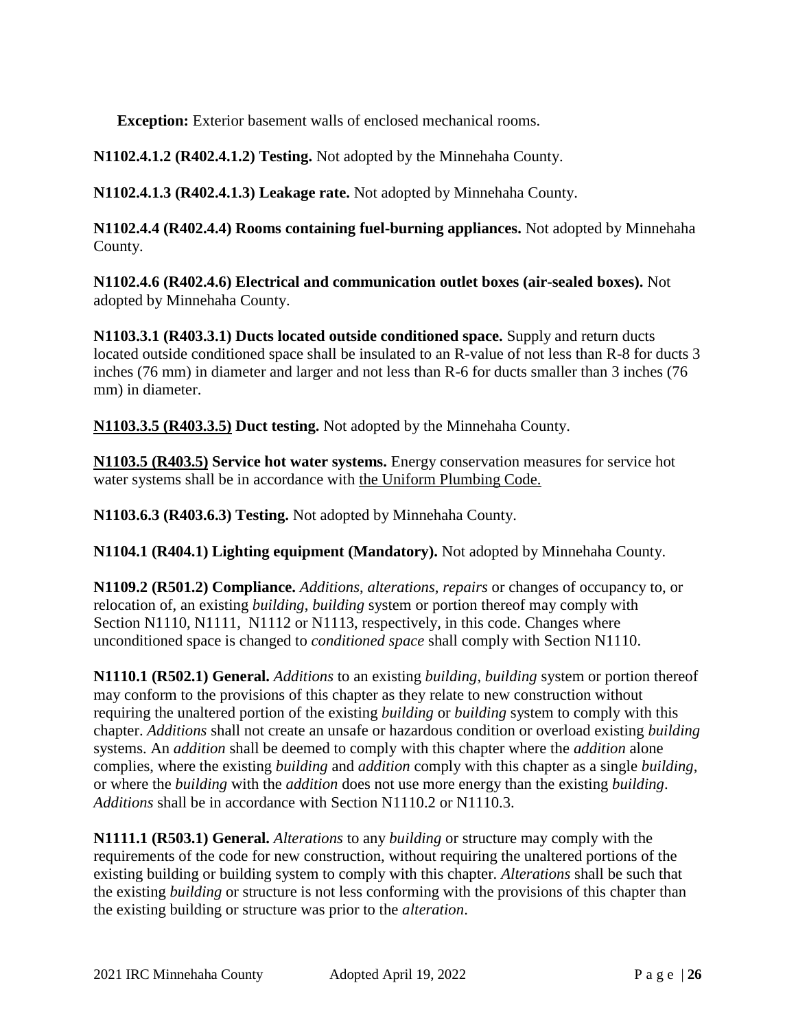**Exception:** Exterior basement walls of enclosed mechanical rooms.

**N1102.4.1.2 (R402.4.1.2) Testing.** Not adopted by the Minnehaha County.

**N1102.4.1.3 (R402.4.1.3) Leakage rate.** Not adopted by Minnehaha County.

**N1102.4.4 (R402.4.4) Rooms containing fuel-burning appliances.** Not adopted by Minnehaha County.

**N1102.4.6 (R402.4.6) Electrical and communication outlet boxes (air-sealed boxes).** Not adopted by Minnehaha County.

**N1103.3.1 (R403.3.1) Ducts located outside conditioned space.** Supply and return ducts located outside conditioned space shall be insulated to an R-value of not less than R-8 for ducts 3 inches (76 mm) in diameter and larger and not less than R-6 for ducts smaller than 3 inches (76 mm) in diameter.

**N1103.3.5 (R403.3.5) Duct testing.** Not adopted by the Minnehaha County.

**N1103.5 (R403.5) Service hot water systems.** Energy conservation measures for service hot water systems shall be in accordance with the Uniform Plumbing Code.

**N1103.6.3 (R403.6.3) Testing.** Not adopted by Minnehaha County.

**N1104.1 (R404.1) Lighting equipment (Mandatory).** Not adopted by Minnehaha County.

**N1109.2 (R501.2) Compliance.** *Additions*, *alterations*, *repairs* or changes of occupancy to, or relocation of, an existing *building*, *building* system or portion thereof may comply with Section N1110, N1111, N1112 or N1113, respectively, in this code. Changes where unconditioned space is changed to *conditioned space* shall comply with Section N1110.

**N1110.1 (R502.1) General.** *Additions* to an existing *building*, *building* system or portion thereof may conform to the provisions of this chapter as they relate to new construction without requiring the unaltered portion of the existing *building* or *building* system to comply with this chapter. *Additions* shall not create an unsafe or hazardous condition or overload existing *building* systems. An *addition* shall be deemed to comply with this chapter where the *addition* alone complies, where the existing *building* and *addition* comply with this chapter as a single *building*, or where the *building* with the *addition* does not use more energy than the existing *building*. *Additions* shall be in accordance with Section N1110.2 or N1110.3.

**N1111.1 (R503.1) General.** *Alterations* to any *building* or structure may comply with the requirements of the code for new construction, without requiring the unaltered portions of the existing building or building system to comply with this chapter. *Alterations* shall be such that the existing *building* or structure is not less conforming with the provisions of this chapter than the existing building or structure was prior to the *alteration*.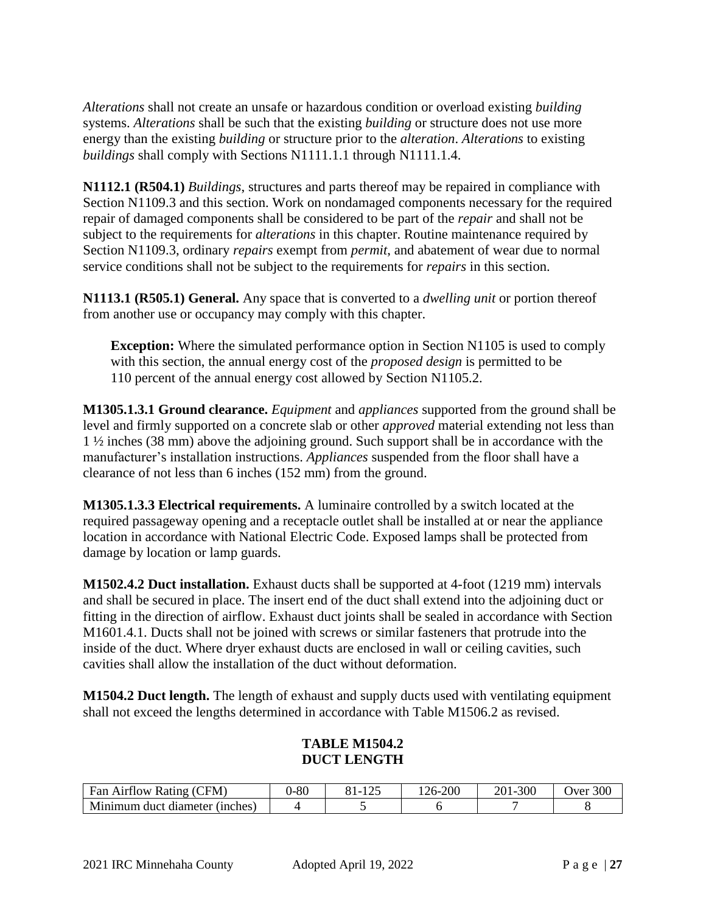*Alterations* shall not create an unsafe or hazardous condition or overload existing *building* systems. *Alterations* shall be such that the existing *building* or structure does not use more energy than the existing *building* or structure prior to the *alteration*. *Alterations* to existing *buildings* shall comply with Sections N1111.1.1 through N1111.1.4.

**N1112.1 (R504.1)** *Buildings*, structures and parts thereof may be repaired in compliance with Section N1109.3 and this section. Work on nondamaged components necessary for the required repair of damaged components shall be considered to be part of the *repair* and shall not be subject to the requirements for *alterations* in this chapter. Routine maintenance required by Section N1109.3, ordinary *repairs* exempt from *permit*, and abatement of wear due to normal service conditions shall not be subject to the requirements for *repairs* in this section.

**N1113.1 (R505.1) General.** Any space that is converted to a *dwelling unit* or portion thereof from another use or occupancy may comply with this chapter.

> **Exception:** Where the simulated performance option in Section N1105 is used to comply with this section, the annual energy cost of the *proposed design* is permitted to be 110 percent of the annual energy cost allowed by Section N1105.2.

**M1305.1.3.1 Ground clearance.** *Equipment* and *appliances* supported from the ground shall be level and firmly supported on a concrete slab or other *approved* material extending not less than 1 ½ inches (38 mm) above the adjoining ground. Such support shall be in accordance with the manufacturer's installation instructions. *Appliances* suspended from the floor shall have a clearance of not less than 6 inches (152 mm) from the ground.

**M1305.1.3.3 Electrical requirements.** A luminaire controlled by a switch located at the required passageway opening and a receptacle outlet shall be installed at or near the appliance location in accordance with National Electric Code. Exposed lamps shall be protected from damage by location or lamp guards.

**M1502.4.2 Duct installation.** Exhaust ducts shall be supported at 4-foot (1219 mm) intervals and shall be secured in place. The insert end of the duct shall extend into the adjoining duct or fitting in the direction of airflow. Exhaust duct joints shall be sealed in accordance with Section M1601.4.1. Ducts shall not be joined with screws or similar fasteners that protrude into the inside of the duct. Where dryer exhaust ducts are enclosed in wall or ceiling cavities, such cavities shall allow the installation of the duct without deformation.

**M1504.2 Duct length.** The length of exhaust and supply ducts used with ventilating equipment shall not exceed the lengths determined in accordance with Table M1506.2 as revised.

**TABLE M1504.2**
**DUCT LENGTH**

| Fan Airflow Rating (CFM) | 0-80 | 81-125 | 126-200 | 201-300 | Over 300 |
|---|---|---|---|---|---|
| Minimum duct diameter (inches) | 4 | 5 | 6 | 7 | 8 |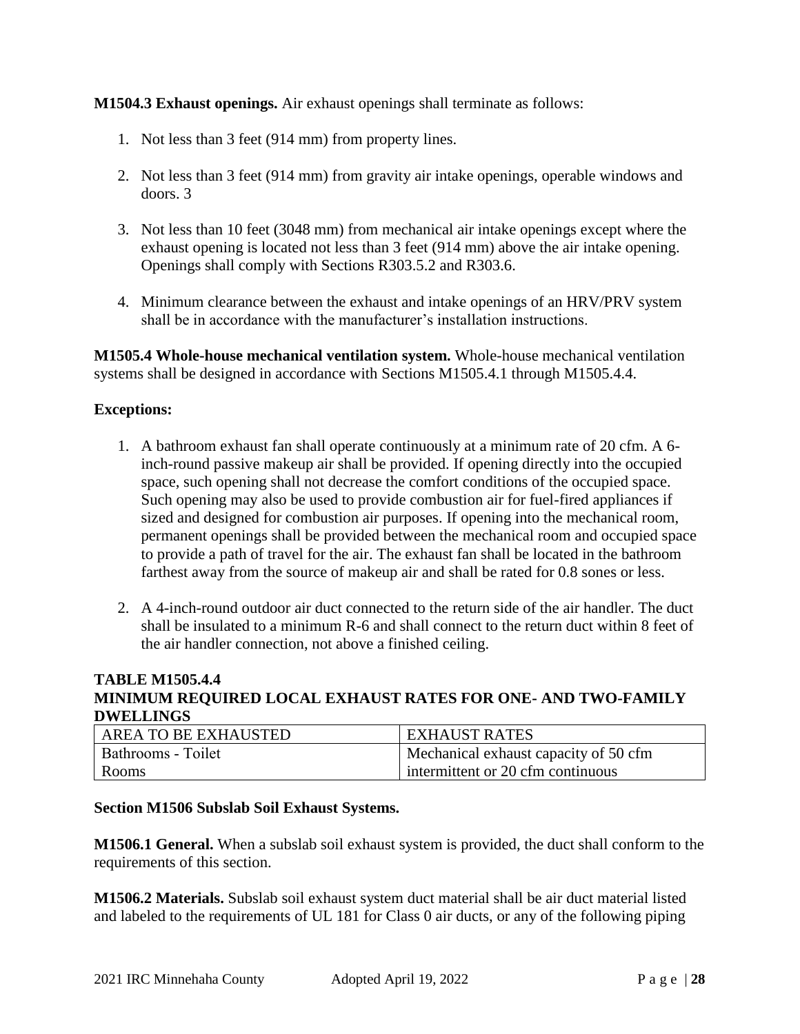**M1504.3 Exhaust openings.** Air exhaust openings shall terminate as follows:

1. Not less than 3 feet (914 mm) from property lines.
2. Not less than 3 feet (914 mm) from gravity air intake openings, operable windows and doors. 3
3. Not less than 10 feet (3048 mm) from mechanical air intake openings except where the exhaust opening is located not less than 3 feet (914 mm) above the air intake opening. Openings shall comply with Sections R303.5.2 and R303.6.
4. Minimum clearance between the exhaust and intake openings of an HRV/PRV system shall be in accordance with the manufacturer's installation instructions.

**M1505.4 Whole-house mechanical ventilation system.** Whole-house mechanical ventilation systems shall be designed in accordance with Sections M1505.4.1 through M1505.4.4.

**Exceptions:**

1. A bathroom exhaust fan shall operate continuously at a minimum rate of 20 cfm. A 6-inch-round passive makeup air shall be provided. If opening directly into the occupied space, such opening shall not decrease the comfort conditions of the occupied space. Such opening may also be used to provide combustion air for fuel-fired appliances if sized and designed for combustion air purposes. If opening into the mechanical room, permanent openings shall be provided between the mechanical room and occupied space to provide a path of travel for the air. The exhaust fan shall be located in the bathroom farthest away from the source of makeup air and shall be rated for 0.8 sones or less.
2. A 4-inch-round outdoor air duct connected to the return side of the air handler. The duct shall be insulated to a minimum R-6 and shall connect to the return duct within 8 feet of the air handler connection, not above a finished ceiling.

**TABLE M1505.4.4**
**MINIMUM REQUIRED LOCAL EXHAUST RATES FOR ONE- AND TWO-FAMILY DWELLINGS**

| AREA TO BE EXHAUSTED | EXHAUST RATES |
|---|---|
| Bathrooms - Toilet Rooms | Mechanical exhaust capacity of 50 cfm intermittent or 20 cfm continuous |

**Section M1506 Subslab Soil Exhaust Systems.**

**M1506.1 General.** When a subslab soil exhaust system is provided, the duct shall conform to the requirements of this section.

**M1506.2 Materials.** Subslab soil exhaust system duct material shall be air duct material listed and labeled to the requirements of UL 181 for Class 0 air ducts, or any of the following piping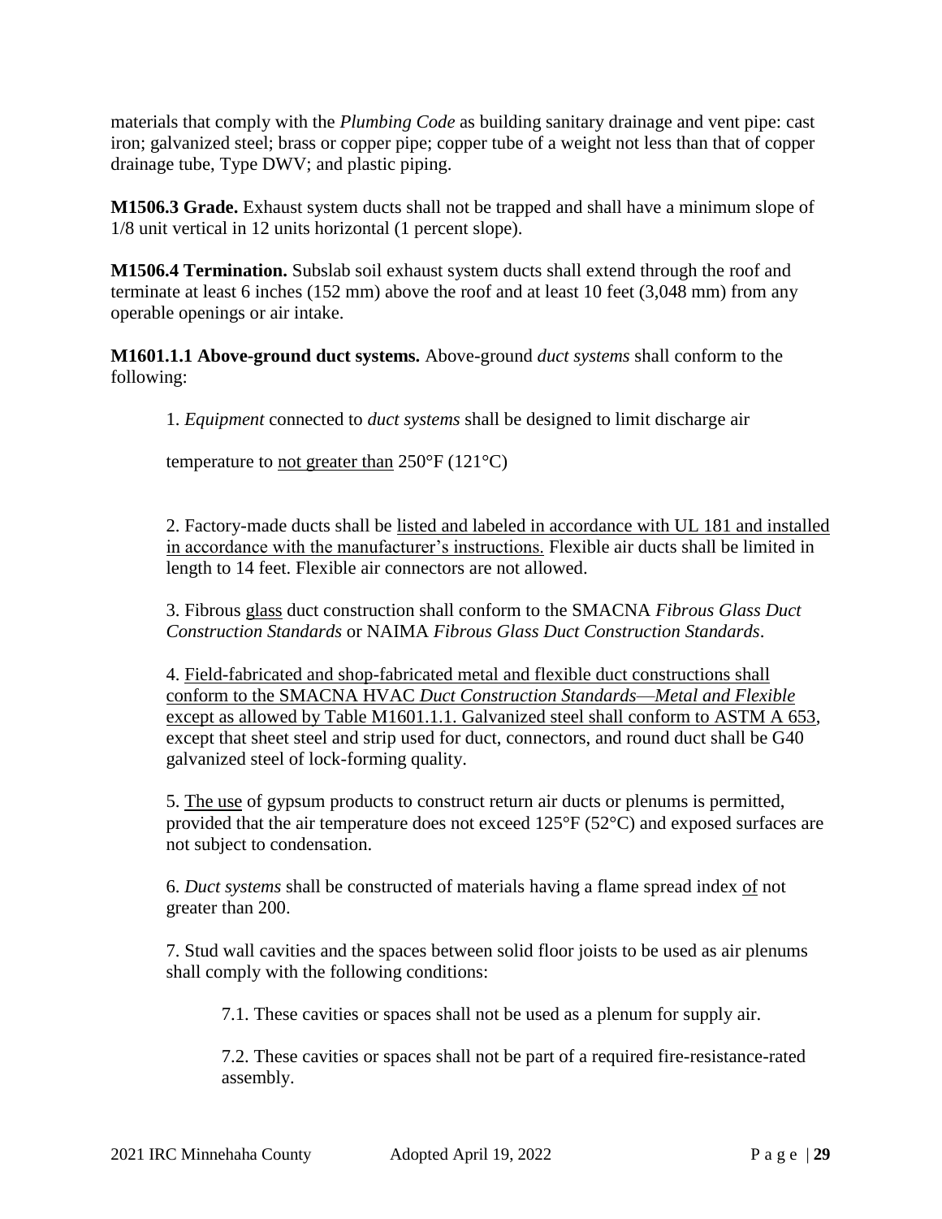materials that comply with the *Plumbing Code* as building sanitary drainage and vent pipe: cast iron; galvanized steel; brass or copper pipe; copper tube of a weight not less than that of copper drainage tube, Type DWV; and plastic piping.

**M1506.3 Grade.** Exhaust system ducts shall not be trapped and shall have a minimum slope of 1/8 unit vertical in 12 units horizontal (1 percent slope).

**M1506.4 Termination.** Subslab soil exhaust system ducts shall extend through the roof and terminate at least 6 inches (152 mm) above the roof and at least 10 feet (3,048 mm) from any operable openings or air intake.

**M1601.1.1 Above-ground duct systems.** Above-ground *duct systems* shall conform to the following:

1. *Equipment* connected to *duct systems* shall be designed to limit discharge air

temperature to <u>not greater than</u> 250°F (121°C)

2. Factory-made ducts shall be <u>listed and labeled in accordance with UL 181 and installed in accordance with the manufacturer's instructions.</u> Flexible air ducts shall be limited in length to 14 feet. Flexible air connectors are not allowed.

3. Fibrous <u>glass</u> duct construction shall conform to the SMACNA *Fibrous Glass Duct Construction Standards* or NAIMA *Fibrous Glass Duct Construction Standards*.

4. <u>Field-fabricated and shop-fabricated metal and flexible duct constructions shall conform to the SMACNA HVAC *Duct Construction Standards—Metal and Flexible* except as allowed by Table M1601.1.1. Galvanized steel shall conform to ASTM A 653</u>, except that sheet steel and strip used for duct, connectors, and round duct shall be G40 galvanized steel of lock-forming quality.

5. <u>The use</u> of gypsum products to construct return air ducts or plenums is permitted, provided that the air temperature does not exceed 125°F (52°C) and exposed surfaces are not subject to condensation.

6. *Duct systems* shall be constructed of materials having a flame spread index <u>of</u> not greater than 200.

7. Stud wall cavities and the spaces between solid floor joists to be used as air plenums shall comply with the following conditions:

   7.1. These cavities or spaces shall not be used as a plenum for supply air.

   7.2. These cavities or spaces shall not be part of a required fire-resistance-rated assembly.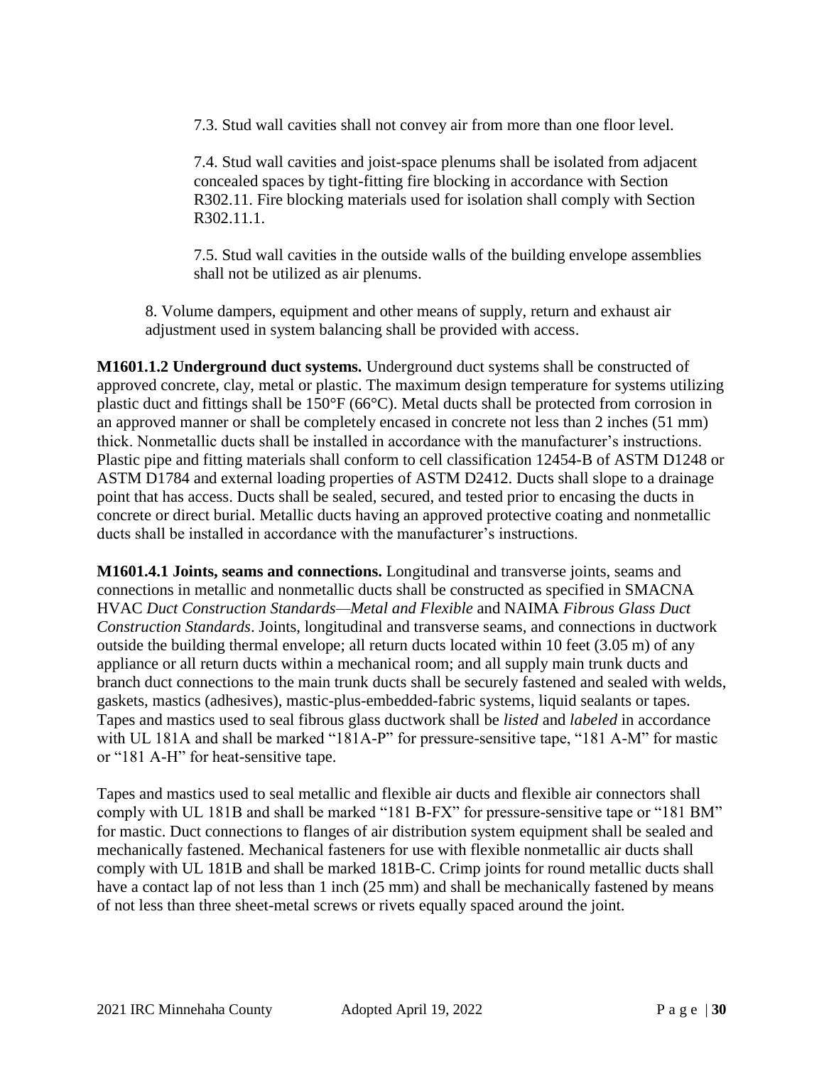7.3. Stud wall cavities shall not convey air from more than one floor level.

7.4. Stud wall cavities and joist-space plenums shall be isolated from adjacent concealed spaces by tight-fitting fire blocking in accordance with Section R302.11. Fire blocking materials used for isolation shall comply with Section R302.11.1.

7.5. Stud wall cavities in the outside walls of the building envelope assemblies shall not be utilized as air plenums.

8. Volume dampers, equipment and other means of supply, return and exhaust air adjustment used in system balancing shall be provided with access.

**M1601.1.2 Underground duct systems.** Underground duct systems shall be constructed of approved concrete, clay, metal or plastic. The maximum design temperature for systems utilizing plastic duct and fittings shall be 150°F (66°C). Metal ducts shall be protected from corrosion in an approved manner or shall be completely encased in concrete not less than 2 inches (51 mm) thick. Nonmetallic ducts shall be installed in accordance with the manufacturer's instructions. Plastic pipe and fitting materials shall conform to cell classification 12454-B of ASTM D1248 or ASTM D1784 and external loading properties of ASTM D2412. Ducts shall slope to a drainage point that has access. Ducts shall be sealed, secured, and tested prior to encasing the ducts in concrete or direct burial. Metallic ducts having an approved protective coating and nonmetallic ducts shall be installed in accordance with the manufacturer's instructions.

**M1601.4.1 Joints, seams and connections.** Longitudinal and transverse joints, seams and connections in metallic and nonmetallic ducts shall be constructed as specified in SMACNA HVAC *Duct Construction Standards—Metal and Flexible* and NAIMA *Fibrous Glass Duct Construction Standards*. Joints, longitudinal and transverse seams, and connections in ductwork outside the building thermal envelope; all return ducts located within 10 feet (3.05 m) of any appliance or all return ducts within a mechanical room; and all supply main trunk ducts and branch duct connections to the main trunk ducts shall be securely fastened and sealed with welds, gaskets, mastics (adhesives), mastic-plus-embedded-fabric systems, liquid sealants or tapes. Tapes and mastics used to seal fibrous glass ductwork shall be *listed* and *labeled* in accordance with UL 181A and shall be marked "181A-P" for pressure-sensitive tape, "181 A-M" for mastic or "181 A-H" for heat-sensitive tape.

Tapes and mastics used to seal metallic and flexible air ducts and flexible air connectors shall comply with UL 181B and shall be marked "181 B-FX" for pressure-sensitive tape or "181 BM" for mastic. Duct connections to flanges of air distribution system equipment shall be sealed and mechanically fastened. Mechanical fasteners for use with flexible nonmetallic air ducts shall comply with UL 181B and shall be marked 181B-C. Crimp joints for round metallic ducts shall have a contact lap of not less than 1 inch (25 mm) and shall be mechanically fastened by means of not less than three sheet-metal screws or rivets equally spaced around the joint.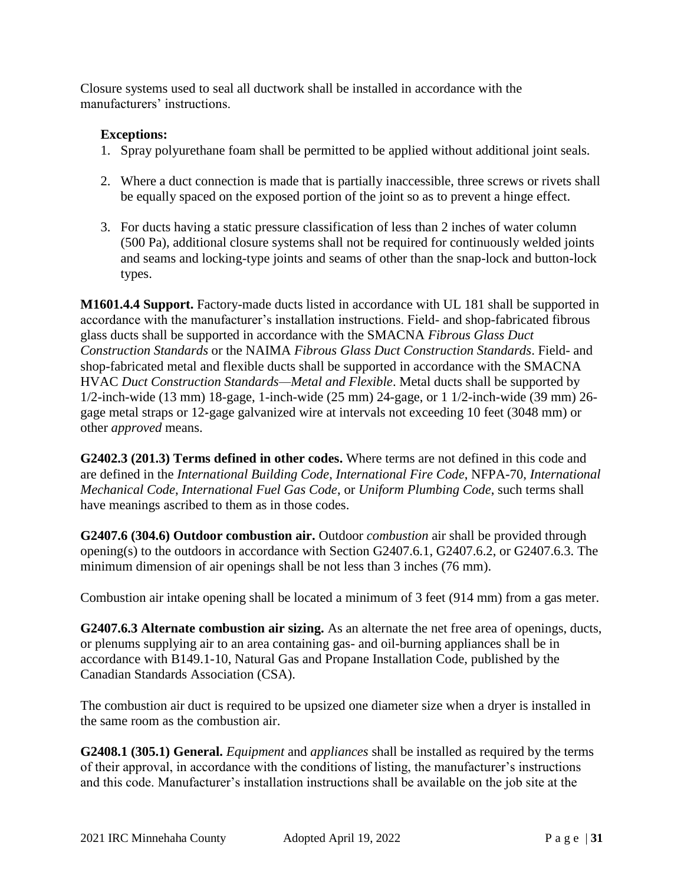Closure systems used to seal all ductwork shall be installed in accordance with the manufacturers' instructions.

**Exceptions:**

1. Spray polyurethane foam shall be permitted to be applied without additional joint seals.
2. Where a duct connection is made that is partially inaccessible, three screws or rivets shall be equally spaced on the exposed portion of the joint so as to prevent a hinge effect.
3. For ducts having a static pressure classification of less than 2 inches of water column (500 Pa), additional closure systems shall not be required for continuously welded joints and seams and locking-type joints and seams of other than the snap-lock and button-lock types.

**M1601.4.4 Support.** Factory-made ducts listed in accordance with UL 181 shall be supported in accordance with the manufacturer's installation instructions. Field- and shop-fabricated fibrous glass ducts shall be supported in accordance with the SMACNA *Fibrous Glass Duct Construction Standards* or the NAIMA *Fibrous Glass Duct Construction Standards*. Field- and shop-fabricated metal and flexible ducts shall be supported in accordance with the SMACNA HVAC *Duct Construction Standards—Metal and Flexible*. Metal ducts shall be supported by 1/2-inch-wide (13 mm) 18-gage, 1-inch-wide (25 mm) 24-gage, or 1 1/2-inch-wide (39 mm) 26-gage metal straps or 12-gage galvanized wire at intervals not exceeding 10 feet (3048 mm) or other *approved* means.

**G2402.3 (201.3) Terms defined in other codes.** Where terms are not defined in this code and are defined in the *International Building Code*, *International Fire Code*, NFPA-70, *International Mechanical Code*, *International Fuel Gas Code*, or *Uniform Plumbing Code*, such terms shall have meanings ascribed to them as in those codes.

**G2407.6 (304.6) Outdoor combustion air.** Outdoor *combustion* air shall be provided through opening(s) to the outdoors in accordance with Section G2407.6.1, G2407.6.2, or G2407.6.3. The minimum dimension of air openings shall be not less than 3 inches (76 mm).

Combustion air intake opening shall be located a minimum of 3 feet (914 mm) from a gas meter.

**G2407.6.3 Alternate combustion air sizing.** As an alternate the net free area of openings, ducts, or plenums supplying air to an area containing gas- and oil-burning appliances shall be in accordance with B149.1-10, Natural Gas and Propane Installation Code, published by the Canadian Standards Association (CSA).

The combustion air duct is required to be upsized one diameter size when a dryer is installed in the same room as the combustion air.

**G2408.1 (305.1) General.** *Equipment* and *appliances* shall be installed as required by the terms of their approval, in accordance with the conditions of listing, the manufacturer's instructions and this code. Manufacturer's installation instructions shall be available on the job site at the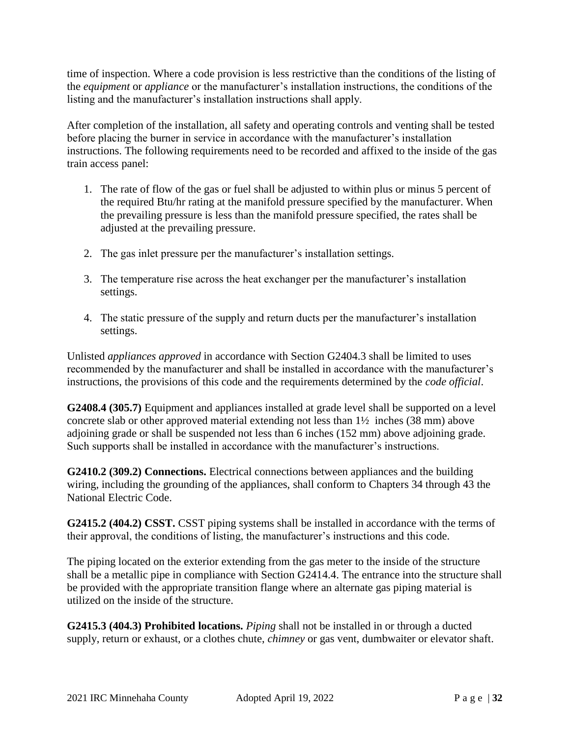time of inspection. Where a code provision is less restrictive than the conditions of the listing of the *equipment* or *appliance* or the manufacturer's installation instructions, the conditions of the listing and the manufacturer's installation instructions shall apply.

After completion of the installation, all safety and operating controls and venting shall be tested before placing the burner in service in accordance with the manufacturer's installation instructions. The following requirements need to be recorded and affixed to the inside of the gas train access panel:

1. The rate of flow of the gas or fuel shall be adjusted to within plus or minus 5 percent of the required Btu/hr rating at the manifold pressure specified by the manufacturer. When the prevailing pressure is less than the manifold pressure specified, the rates shall be adjusted at the prevailing pressure.

2. The gas inlet pressure per the manufacturer's installation settings.

3. The temperature rise across the heat exchanger per the manufacturer's installation settings.

4. The static pressure of the supply and return ducts per the manufacturer's installation settings.

Unlisted *appliances approved* in accordance with Section G2404.3 shall be limited to uses recommended by the manufacturer and shall be installed in accordance with the manufacturer's instructions, the provisions of this code and the requirements determined by the *code official*.

**G2408.4 (305.7)** Equipment and appliances installed at grade level shall be supported on a level concrete slab or other approved material extending not less than 1½ inches (38 mm) above adjoining grade or shall be suspended not less than 6 inches (152 mm) above adjoining grade. Such supports shall be installed in accordance with the manufacturer's instructions.

**G2410.2 (309.2) Connections.** Electrical connections between appliances and the building wiring, including the grounding of the appliances, shall conform to Chapters 34 through 43 the National Electric Code.

**G2415.2 (404.2) CSST.** CSST piping systems shall be installed in accordance with the terms of their approval, the conditions of listing, the manufacturer's instructions and this code.

The piping located on the exterior extending from the gas meter to the inside of the structure shall be a metallic pipe in compliance with Section G2414.4. The entrance into the structure shall be provided with the appropriate transition flange where an alternate gas piping material is utilized on the inside of the structure.

**G2415.3 (404.3) Prohibited locations.** *Piping* shall not be installed in or through a ducted supply, return or exhaust, or a clothes chute, *chimney* or gas vent, dumbwaiter or elevator shaft.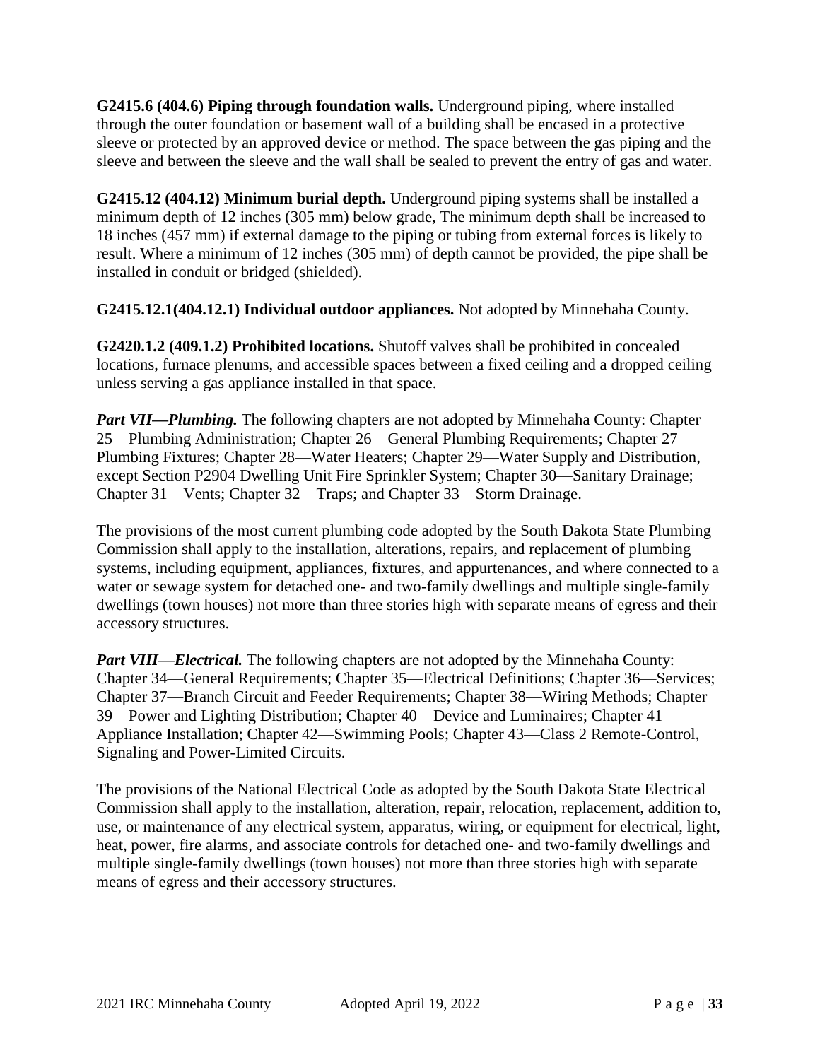**G2415.6 (404.6) Piping through foundation walls.** Underground piping, where installed through the outer foundation or basement wall of a building shall be encased in a protective sleeve or protected by an approved device or method. The space between the gas piping and the sleeve and between the sleeve and the wall shall be sealed to prevent the entry of gas and water.

**G2415.12 (404.12) Minimum burial depth.** Underground piping systems shall be installed a minimum depth of 12 inches (305 mm) below grade, The minimum depth shall be increased to 18 inches (457 mm) if external damage to the piping or tubing from external forces is likely to result. Where a minimum of 12 inches (305 mm) of depth cannot be provided, the pipe shall be installed in conduit or bridged (shielded).

**G2415.12.1(404.12.1) Individual outdoor appliances.** Not adopted by Minnehaha County.

**G2420.1.2 (409.1.2) Prohibited locations.** Shutoff valves shall be prohibited in concealed locations, furnace plenums, and accessible spaces between a fixed ceiling and a dropped ceiling unless serving a gas appliance installed in that space.

***Part VII—Plumbing.*** The following chapters are not adopted by Minnehaha County: Chapter 25—Plumbing Administration; Chapter 26—General Plumbing Requirements; Chapter 27—Plumbing Fixtures; Chapter 28—Water Heaters; Chapter 29—Water Supply and Distribution, except Section P2904 Dwelling Unit Fire Sprinkler System; Chapter 30—Sanitary Drainage; Chapter 31—Vents; Chapter 32—Traps; and Chapter 33—Storm Drainage.

The provisions of the most current plumbing code adopted by the South Dakota State Plumbing Commission shall apply to the installation, alterations, repairs, and replacement of plumbing systems, including equipment, appliances, fixtures, and appurtenances, and where connected to a water or sewage system for detached one- and two-family dwellings and multiple single-family dwellings (town houses) not more than three stories high with separate means of egress and their accessory structures.

***Part VIII—Electrical.*** The following chapters are not adopted by the Minnehaha County: Chapter 34—General Requirements; Chapter 35—Electrical Definitions; Chapter 36—Services; Chapter 37—Branch Circuit and Feeder Requirements; Chapter 38—Wiring Methods; Chapter 39—Power and Lighting Distribution; Chapter 40—Device and Luminaires; Chapter 41—Appliance Installation; Chapter 42—Swimming Pools; Chapter 43—Class 2 Remote-Control, Signaling and Power-Limited Circuits.

The provisions of the National Electrical Code as adopted by the South Dakota State Electrical Commission shall apply to the installation, alteration, repair, relocation, replacement, addition to, use, or maintenance of any electrical system, apparatus, wiring, or equipment for electrical, light, heat, power, fire alarms, and associate controls for detached one- and two-family dwellings and multiple single-family dwellings (town houses) not more than three stories high with separate means of egress and their accessory structures.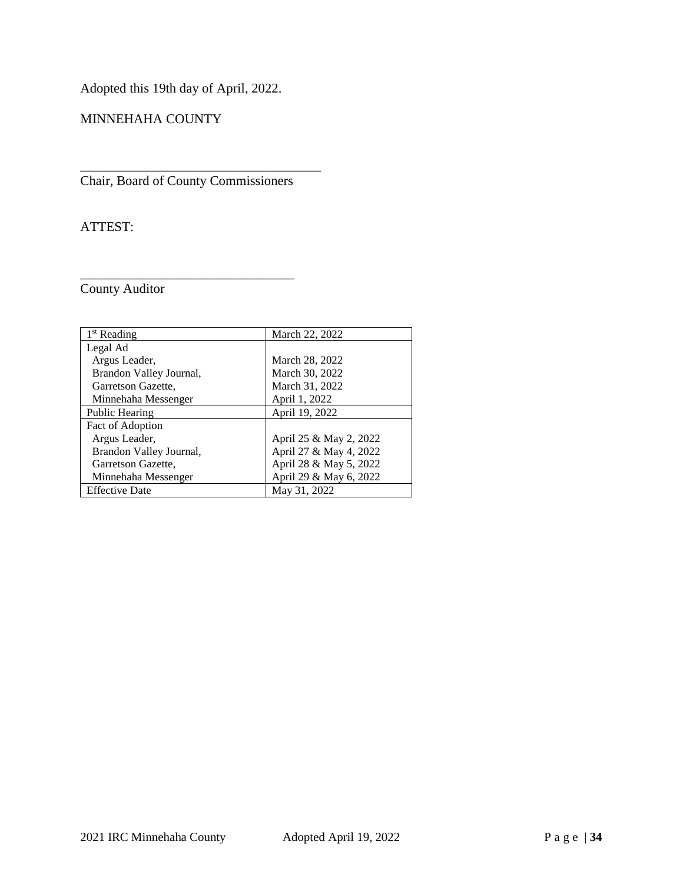Adopted this 19th day of April, 2022.

MINNEHAHA COUNTY

\_\_\_\_\_\_\_\_\_\_\_\_\_\_\_\_\_\_\_\_\_\_\_\_\_\_\_\_\_\_\_\_\_\_\_\_

Chair, Board of County Commissioners

ATTEST:

\_\_\_\_\_\_\_\_\_\_\_\_\_\_\_\_\_\_\_\_\_\_\_\_\_\_\_\_\_\_\_\_

County Auditor

| | |
|---|---|
| 1st Reading | March 22, 2022 |
| Legal Ad<br>Argus Leader,<br>Brandon Valley Journal,<br>Garretson Gazette,<br>Minnehaha Messenger | <br>March 28, 2022<br>March 30, 2022<br>March 31, 2022<br>April 1, 2022 |
| Public Hearing | April 19, 2022 |
| Fact of Adoption<br>Argus Leader,<br>Brandon Valley Journal,<br>Garretson Gazette,<br>Minnehaha Messenger | <br>April 25 & May 2, 2022<br>April 27 & May 4, 2022<br>April 28 & May 5, 2022<br>April 29 & May 6, 2022 |
| Effective Date | May 31, 2022 |